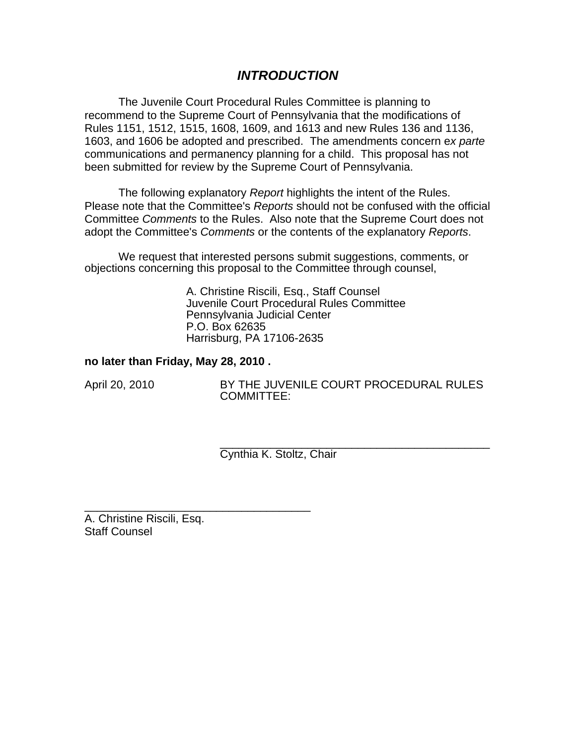# *INTRODUCTION*

The Juvenile Court Procedural Rules Committee is planning to recommend to the Supreme Court of Pennsylvania that the modifications of Rules 1151, 1512, 1515, 1608, 1609, and 1613 and new Rules 136 and 1136, 1603, and 1606 be adopted and prescribed. The amendments concern e*x parte* communications and permanency planning for a child. This proposal has not been submitted for review by the Supreme Court of Pennsylvania.

The following explanatory *Report* highlights the intent of the Rules. Please note that the Committee's *Reports* should not be confused with the official Committee *Comments* to the Rules. Also note that the Supreme Court does not adopt the Committee's *Comments* or the contents of the explanatory *Reports*.

We request that interested persons submit suggestions, comments, or objections concerning this proposal to the Committee through counsel,

A. Christine Riscili, Esq., Staff Counsel
Juvenile Court Procedural Rules Committee
Pennsylvania Judicial Center
P.O. Box 62635
Harrisburg, PA 17106-2635

**no later than Friday, May 28, 2010 .**

April 20, 2010

BY THE JUVENILE COURT PROCEDURAL RULES COMMITTEE:

\_\_\_\_\_\_\_\_\_\_\_\_\_\_\_\_\_\_\_\_\_\_\_\_\_\_\_\_\_\_\_\_\_\_\_\_\_\_\_\_\_\_\_
Cynthia K. Stoltz, Chair

\_\_\_\_\_\_\_\_\_\_\_\_\_\_\_\_\_\_\_\_\_\_\_\_\_\_\_\_\_\_\_\_\_\_\_\_
A. Christine Riscili, Esq.
Staff Counsel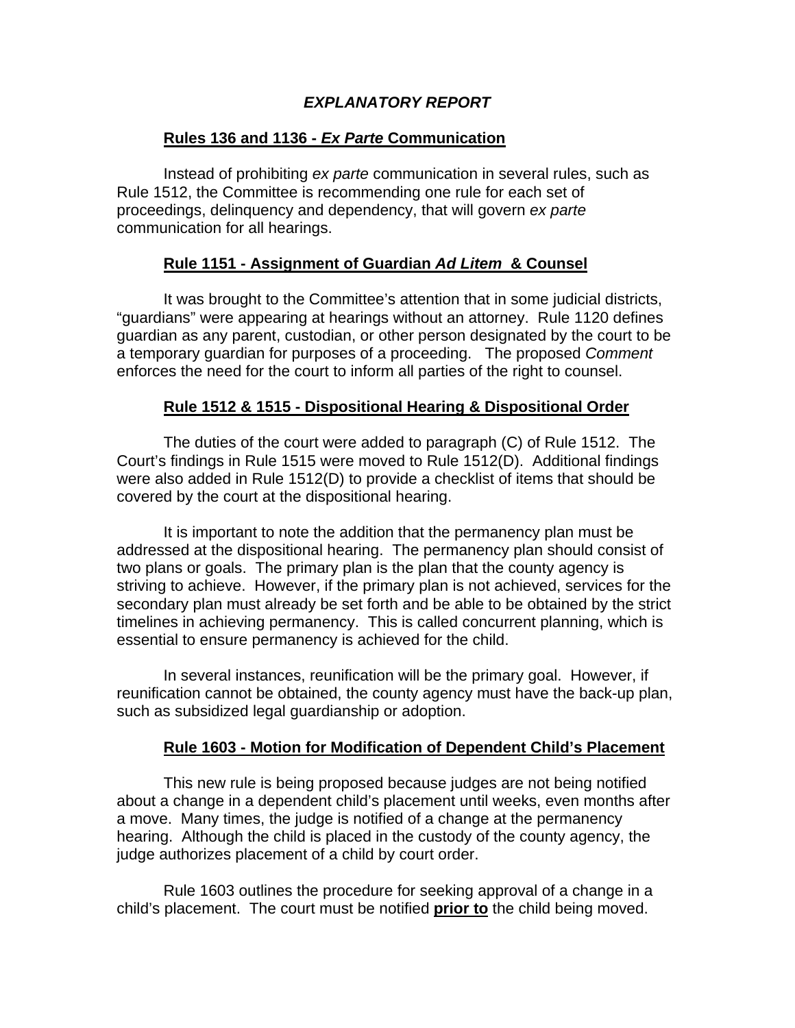# *EXPLANATORY REPORT*

## Rules 136 and 1136 - *Ex Parte* Communication

Instead of prohibiting *ex parte* communication in several rules, such as Rule 1512, the Committee is recommending one rule for each set of proceedings, delinquency and dependency, that will govern *ex parte* communication for all hearings.

## Rule 1151 - Assignment of Guardian *Ad Litem* & Counsel

It was brought to the Committee's attention that in some judicial districts, "guardians" were appearing at hearings without an attorney. Rule 1120 defines guardian as any parent, custodian, or other person designated by the court to be a temporary guardian for purposes of a proceeding. The proposed *Comment* enforces the need for the court to inform all parties of the right to counsel.

## Rule 1512 & 1515 - Dispositional Hearing & Dispositional Order

The duties of the court were added to paragraph (C) of Rule 1512. The Court's findings in Rule 1515 were moved to Rule 1512(D). Additional findings were also added in Rule 1512(D) to provide a checklist of items that should be covered by the court at the dispositional hearing.

It is important to note the addition that the permanency plan must be addressed at the dispositional hearing. The permanency plan should consist of two plans or goals. The primary plan is the plan that the county agency is striving to achieve. However, if the primary plan is not achieved, services for the secondary plan must already be set forth and be able to be obtained by the strict timelines in achieving permanency. This is called concurrent planning, which is essential to ensure permanency is achieved for the child.

In several instances, reunification will be the primary goal. However, if reunification cannot be obtained, the county agency must have the back-up plan, such as subsidized legal guardianship or adoption.

## Rule 1603 - Motion for Modification of Dependent Child's Placement

This new rule is being proposed because judges are not being notified about a change in a dependent child's placement until weeks, even months after a move. Many times, the judge is notified of a change at the permanency hearing. Although the child is placed in the custody of the county agency, the judge authorizes placement of a child by court order.

Rule 1603 outlines the procedure for seeking approval of a change in a child's placement. The court must be notified **prior to** the child being moved.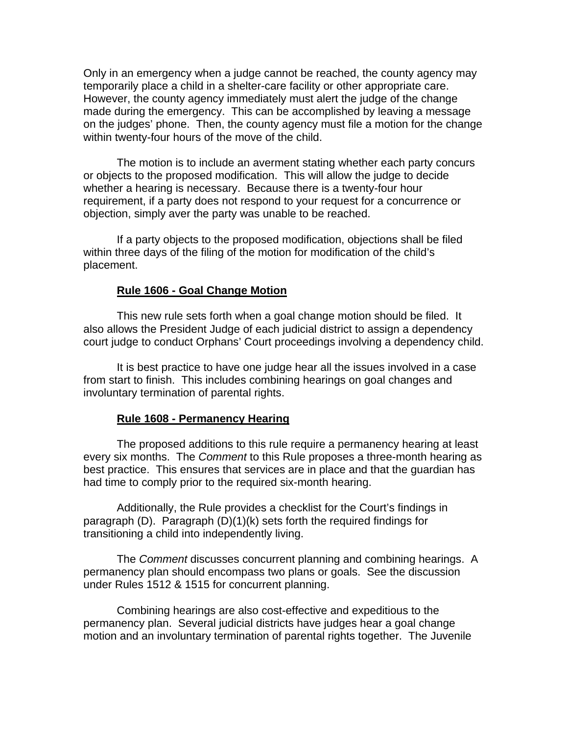Only in an emergency when a judge cannot be reached, the county agency may temporarily place a child in a shelter-care facility or other appropriate care. However, the county agency immediately must alert the judge of the change made during the emergency. This can be accomplished by leaving a message on the judges' phone. Then, the county agency must file a motion for the change within twenty-four hours of the move of the child.

The motion is to include an averment stating whether each party concurs or objects to the proposed modification. This will allow the judge to decide whether a hearing is necessary. Because there is a twenty-four hour requirement, if a party does not respond to your request for a concurrence or objection, simply aver the party was unable to be reached.

If a party objects to the proposed modification, objections shall be filed within three days of the filing of the motion for modification of the child's placement.

### Rule 1606 - Goal Change Motion

This new rule sets forth when a goal change motion should be filed. It also allows the President Judge of each judicial district to assign a dependency court judge to conduct Orphans' Court proceedings involving a dependency child.

It is best practice to have one judge hear all the issues involved in a case from start to finish. This includes combining hearings on goal changes and involuntary termination of parental rights.

### Rule 1608 - Permanency Hearing

The proposed additions to this rule require a permanency hearing at least every six months. The *Comment* to this Rule proposes a three-month hearing as best practice. This ensures that services are in place and that the guardian has had time to comply prior to the required six-month hearing.

Additionally, the Rule provides a checklist for the Court's findings in paragraph (D). Paragraph (D)(1)(k) sets forth the required findings for transitioning a child into independently living.

The *Comment* discusses concurrent planning and combining hearings. A permanency plan should encompass two plans or goals. See the discussion under Rules 1512 & 1515 for concurrent planning.

Combining hearings are also cost-effective and expeditious to the permanency plan. Several judicial districts have judges hear a goal change motion and an involuntary termination of parental rights together. The Juvenile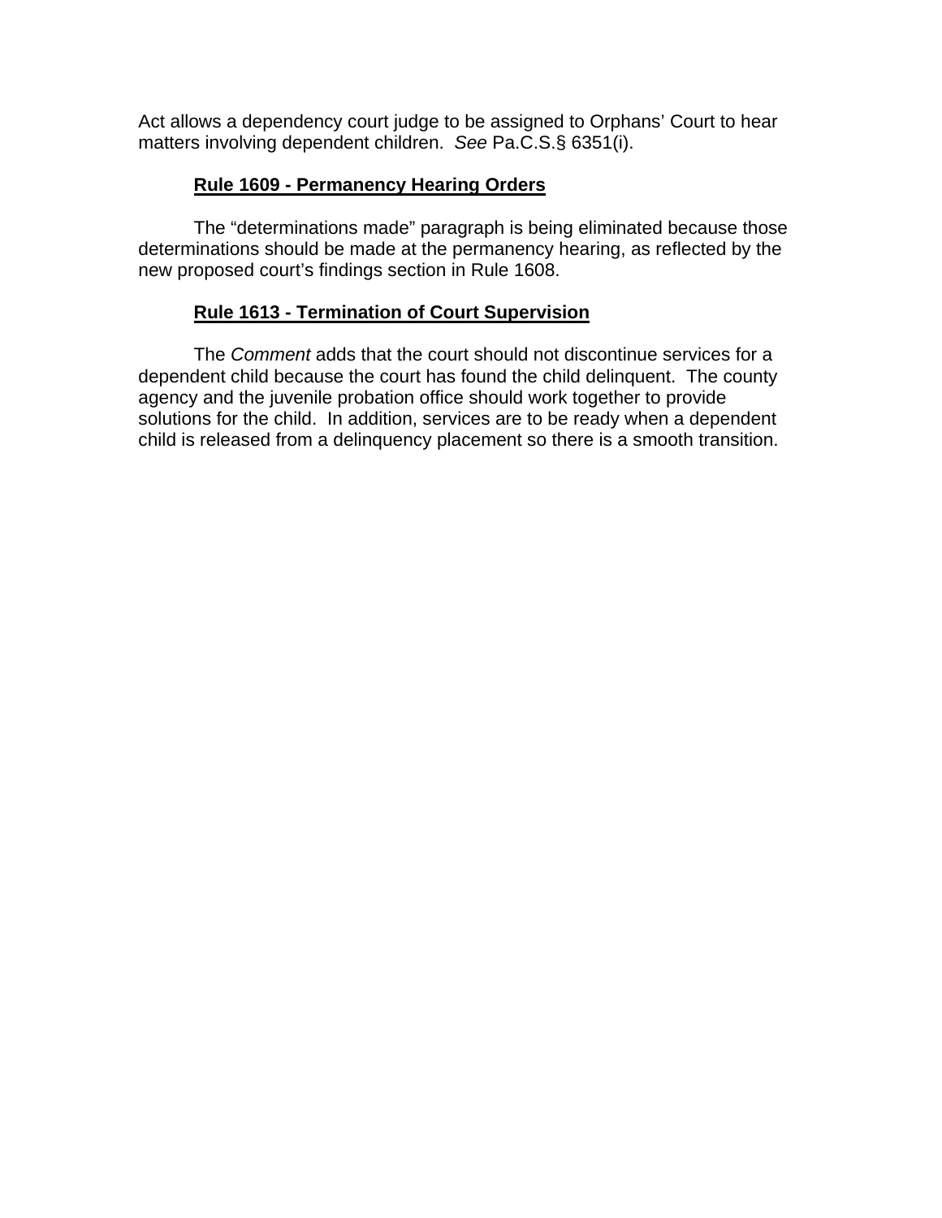Act allows a dependency court judge to be assigned to Orphans' Court to hear matters involving dependent children. *See* Pa.C.S.§ 6351(i).

**Rule 1609 - Permanency Hearing Orders**

The "determinations made" paragraph is being eliminated because those determinations should be made at the permanency hearing, as reflected by the new proposed court's findings section in Rule 1608.

**Rule 1613 - Termination of Court Supervision**

The *Comment* adds that the court should not discontinue services for a dependent child because the court has found the child delinquent. The county agency and the juvenile probation office should work together to provide solutions for the child. In addition, services are to be ready when a dependent child is released from a delinquency placement so there is a smooth transition.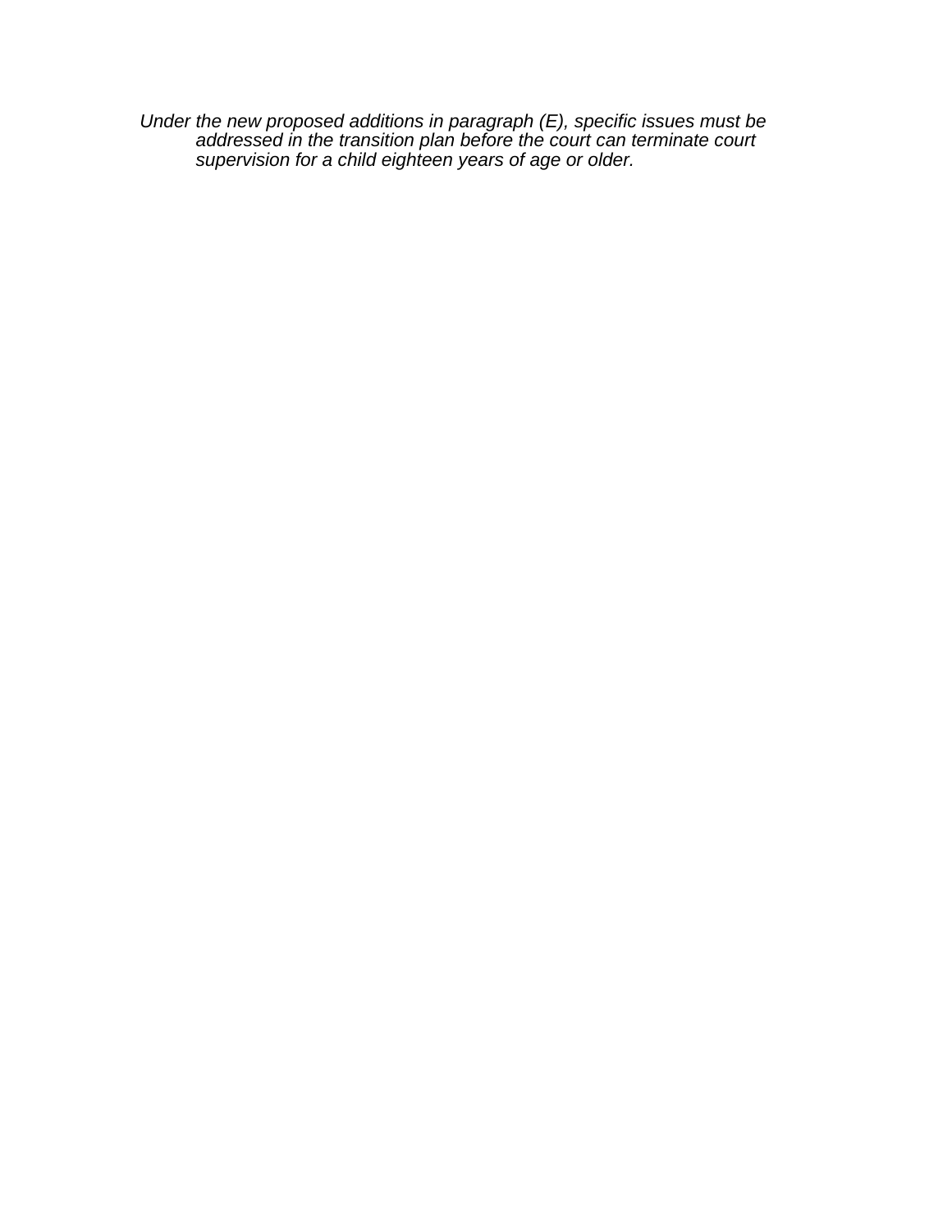*Under the new proposed additions in paragraph (E), specific issues must be addressed in the transition plan before the court can terminate court supervision for a child eighteen years of age or older.*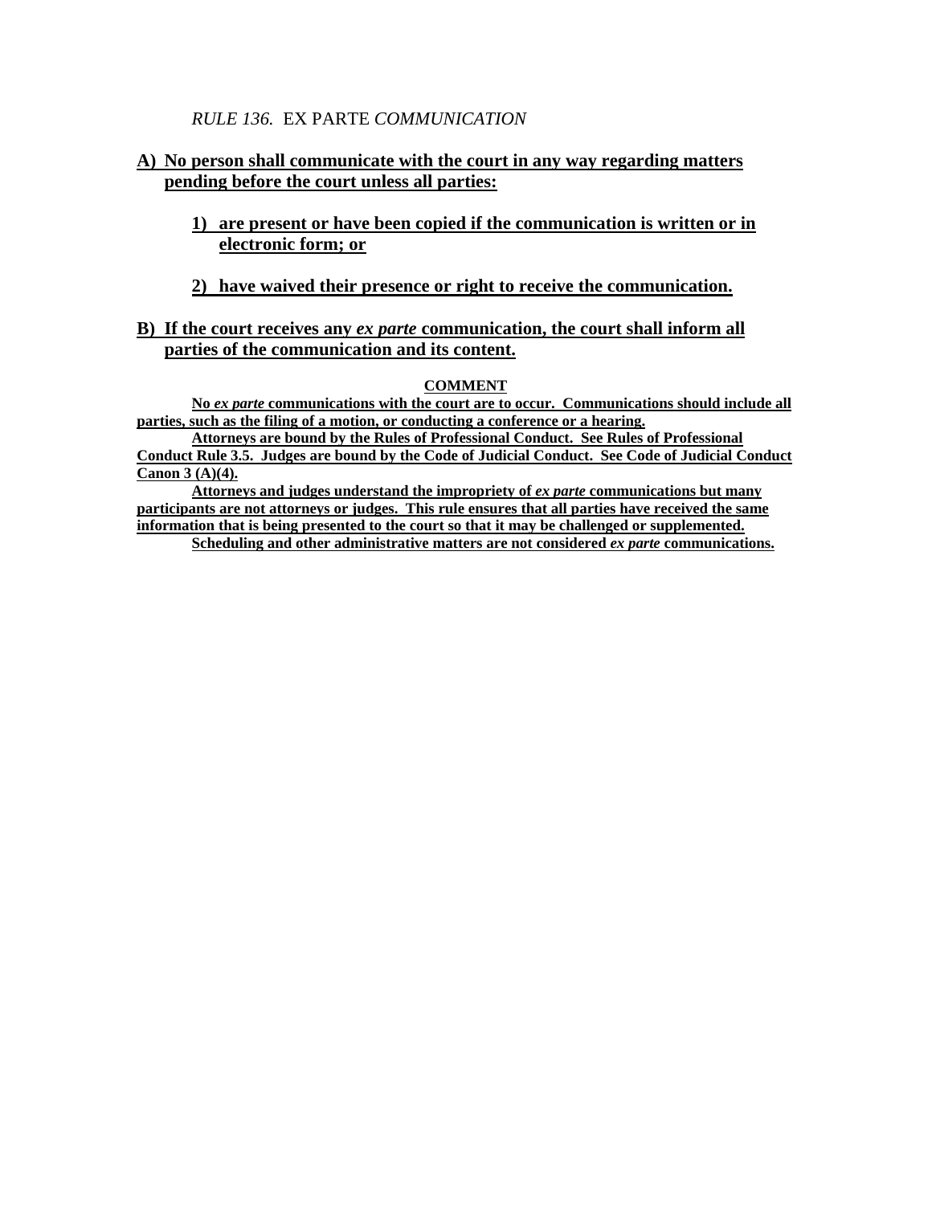*RULE 136.* EX PARTE *COMMUNICATION*

**A) No person shall communicate with the court in any way regarding matters pending before the court unless all parties:**

**1) are present or have been copied if the communication is written or in electronic form; or**

**2) have waived their presence or right to receive the communication.**

**B) If the court receives any *ex parte* communication, the court shall inform all parties of the communication and its content.**

**COMMENT**

**No *ex parte* communications with the court are to occur. Communications should include all parties, such as the filing of a motion, or conducting a conference or a hearing.**

**Attorneys are bound by the Rules of Professional Conduct. See Rules of Professional Conduct Rule 3.5. Judges are bound by the Code of Judicial Conduct. See Code of Judicial Conduct Canon 3 (A)(4).**

**Attorneys and judges understand the impropriety of *ex parte* communications but many participants are not attorneys or judges. This rule ensures that all parties have received the same information that is being presented to the court so that it may be challenged or supplemented.**

**Scheduling and other administrative matters are not considered *ex parte* communications.**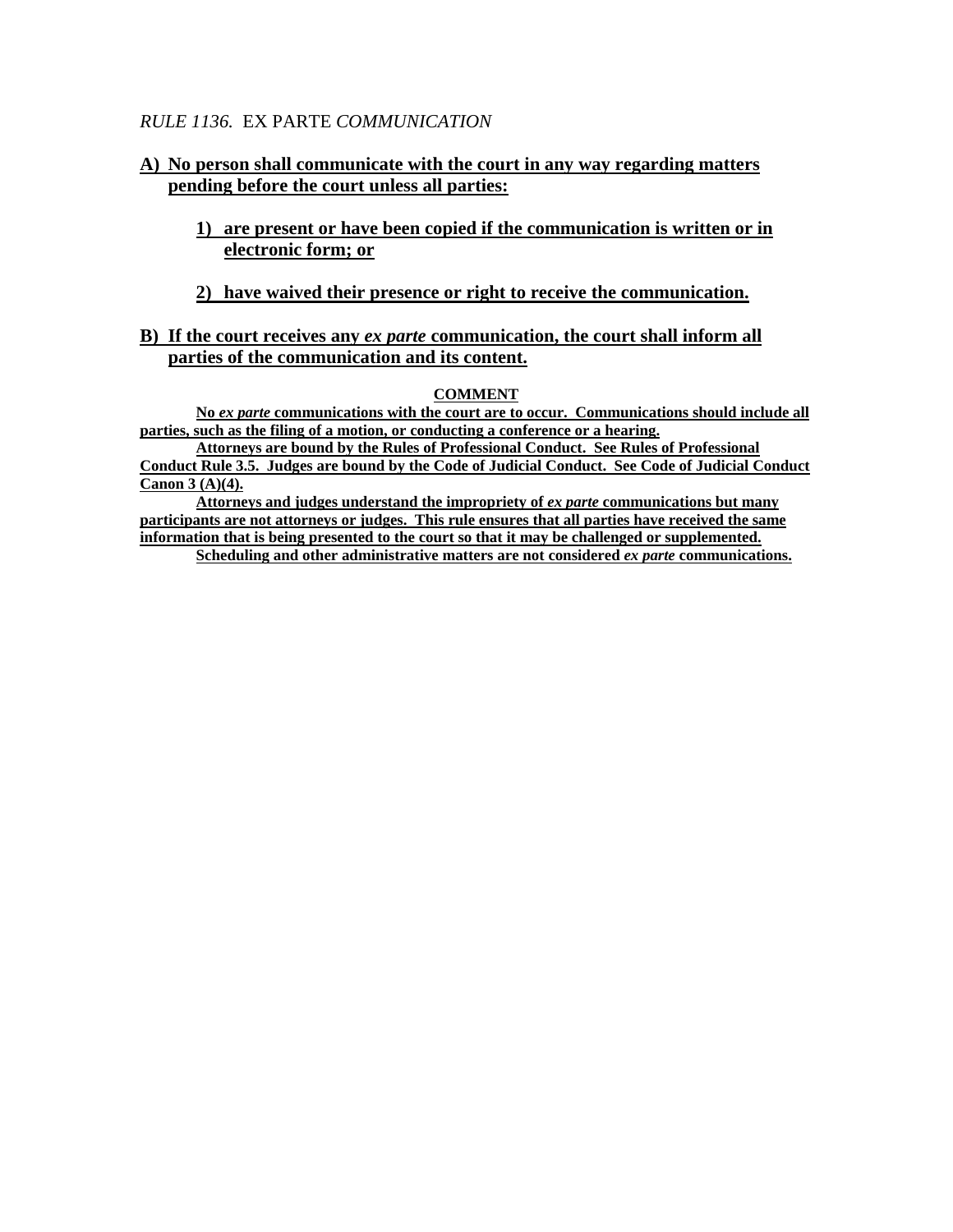*RULE 1136.* EX PARTE *COMMUNICATION*

**A) No person shall communicate with the court in any way regarding matters pending before the court unless all parties:**

> **1) are present or have been copied if the communication is written or in electronic form; or**
>
> **2) have waived their presence or right to receive the communication.**

**B) If the court receives any *ex parte* communication, the court shall inform all parties of the communication and its content.**

**COMMENT**

**No *ex parte* communications with the court are to occur. Communications should include all parties, such as the filing of a motion, or conducting a conference or a hearing.**

**Attorneys are bound by the Rules of Professional Conduct. See Rules of Professional Conduct Rule 3.5. Judges are bound by the Code of Judicial Conduct. See Code of Judicial Conduct Canon 3 (A)(4).**

**Attorneys and judges understand the impropriety of *ex parte* communications but many participants are not attorneys or judges. This rule ensures that all parties have received the same information that is being presented to the court so that it may be challenged or supplemented.**

**Scheduling and other administrative matters are not considered *ex parte* communications.**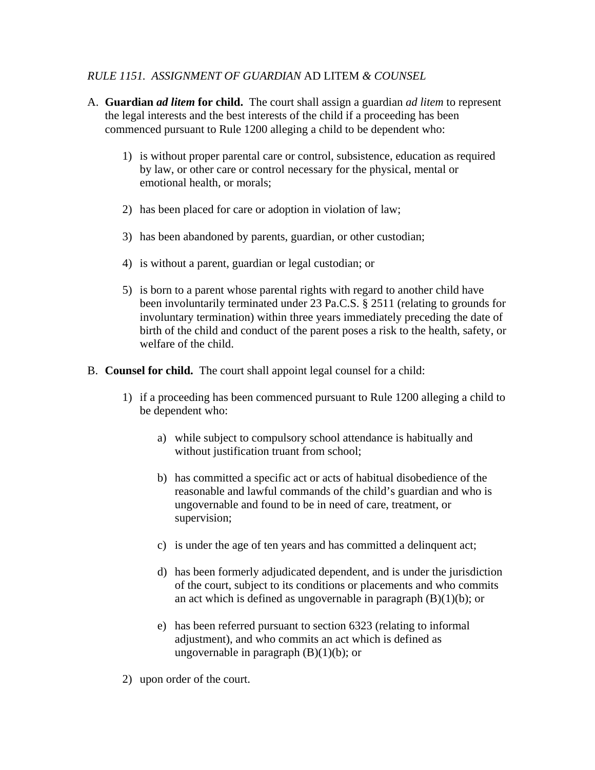*RULE 1151. ASSIGNMENT OF GUARDIAN* AD LITEM *& COUNSEL*

A. **Guardian *ad litem* for child.** The court shall assign a guardian *ad litem* to represent the legal interests and the best interests of the child if a proceeding has been commenced pursuant to Rule 1200 alleging a child to be dependent who:

   1) is without proper parental care or control, subsistence, education as required by law, or other care or control necessary for the physical, mental or emotional health, or morals;

   2) has been placed for care or adoption in violation of law;

   3) has been abandoned by parents, guardian, or other custodian;

   4) is without a parent, guardian or legal custodian; or

   5) is born to a parent whose parental rights with regard to another child have been involuntarily terminated under 23 Pa.C.S. § 2511 (relating to grounds for involuntary termination) within three years immediately preceding the date of birth of the child and conduct of the parent poses a risk to the health, safety, or welfare of the child.

B. **Counsel for child.** The court shall appoint legal counsel for a child:

   1) if a proceeding has been commenced pursuant to Rule 1200 alleging a child to be dependent who:

      a) while subject to compulsory school attendance is habitually and without justification truant from school;

      b) has committed a specific act or acts of habitual disobedience of the reasonable and lawful commands of the child's guardian and who is ungovernable and found to be in need of care, treatment, or supervision;

      c) is under the age of ten years and has committed a delinquent act;

      d) has been formerly adjudicated dependent, and is under the jurisdiction of the court, subject to its conditions or placements and who commits an act which is defined as ungovernable in paragraph (B)(1)(b); or

      e) has been referred pursuant to section 6323 (relating to informal adjustment), and who commits an act which is defined as ungovernable in paragraph (B)(1)(b); or

   2) upon order of the court.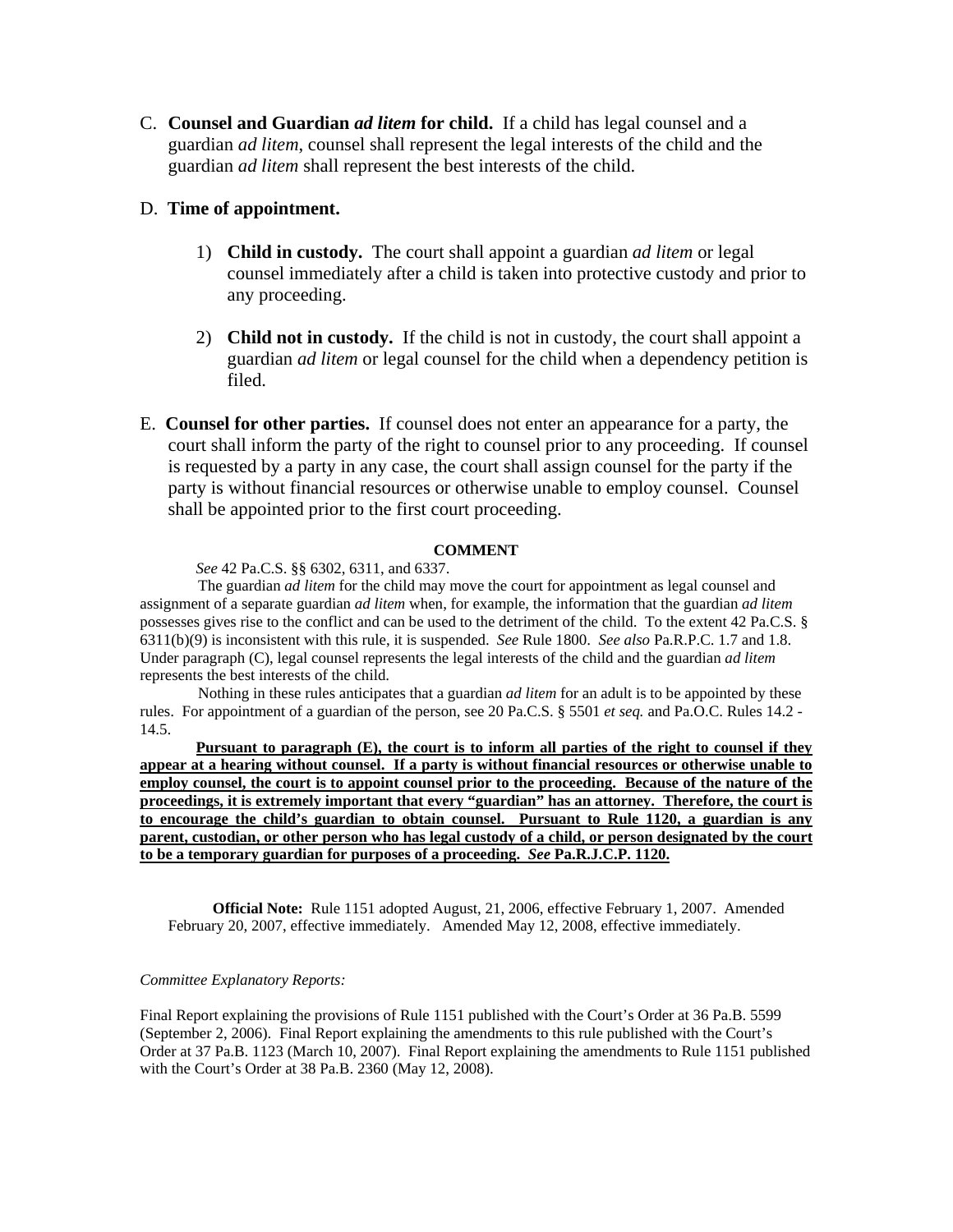C. **Counsel and Guardian *ad litem* for child.** If a child has legal counsel and a guardian *ad litem*, counsel shall represent the legal interests of the child and the guardian *ad litem* shall represent the best interests of the child.

D. **Time of appointment.**

1) **Child in custody.** The court shall appoint a guardian *ad litem* or legal counsel immediately after a child is taken into protective custody and prior to any proceeding.

2) **Child not in custody.** If the child is not in custody, the court shall appoint a guardian *ad litem* or legal counsel for the child when a dependency petition is filed.

E. **Counsel for other parties.** If counsel does not enter an appearance for a party, the court shall inform the party of the right to counsel prior to any proceeding. If counsel is requested by a party in any case, the court shall assign counsel for the party if the party is without financial resources or otherwise unable to employ counsel. Counsel shall be appointed prior to the first court proceeding.

**COMMENT**

*See* 42 Pa.C.S. §§ 6302, 6311, and 6337.

The guardian *ad litem* for the child may move the court for appointment as legal counsel and assignment of a separate guardian *ad litem* when, for example, the information that the guardian *ad litem* possesses gives rise to the conflict and can be used to the detriment of the child. To the extent 42 Pa.C.S. § 6311(b)(9) is inconsistent with this rule, it is suspended. *See* Rule 1800. *See also* Pa.R.P.C. 1.7 and 1.8. Under paragraph (C), legal counsel represents the legal interests of the child and the guardian *ad litem* represents the best interests of the child.

Nothing in these rules anticipates that a guardian *ad litem* for an adult is to be appointed by these rules. For appointment of a guardian of the person, see 20 Pa.C.S. § 5501 *et seq.* and Pa.O.C. Rules 14.2 - 14.5.

**Pursuant to paragraph (E), the court is to inform all parties of the right to counsel if they appear at a hearing without counsel. If a party is without financial resources or otherwise unable to employ counsel, the court is to appoint counsel prior to the proceeding. Because of the nature of the proceedings, it is extremely important that every "guardian" has an attorney. Therefore, the court is to encourage the child's guardian to obtain counsel. Pursuant to Rule 1120, a guardian is any parent, custodian, or other person who has legal custody of a child, or person designated by the court to be a temporary guardian for purposes of a proceeding. *See* Pa.R.J.C.P. 1120.**

**Official Note:** Rule 1151 adopted August, 21, 2006, effective February 1, 2007. Amended February 20, 2007, effective immediately. Amended May 12, 2008, effective immediately.

*Committee Explanatory Reports:*

Final Report explaining the provisions of Rule 1151 published with the Court's Order at 36 Pa.B. 5599 (September 2, 2006). Final Report explaining the amendments to this rule published with the Court's Order at 37 Pa.B. 1123 (March 10, 2007). Final Report explaining the amendments to Rule 1151 published with the Court's Order at 38 Pa.B. 2360 (May 12, 2008).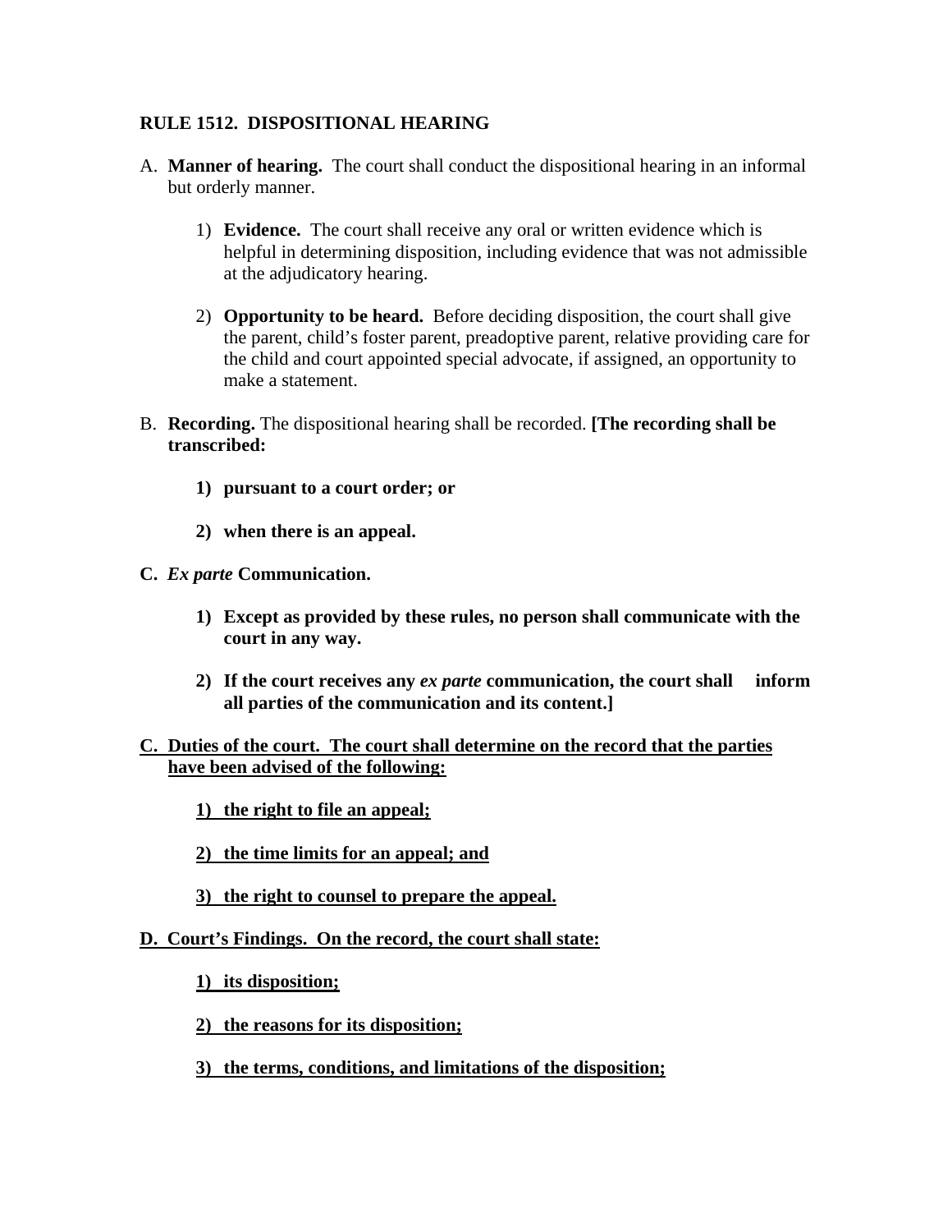**RULE 1512. DISPOSITIONAL HEARING**

A. **Manner of hearing.** The court shall conduct the dispositional hearing in an informal but orderly manner.

   1) **Evidence.** The court shall receive any oral or written evidence which is helpful in determining disposition, including evidence that was not admissible at the adjudicatory hearing.

   2) **Opportunity to be heard.** Before deciding disposition, the court shall give the parent, child's foster parent, preadoptive parent, relative providing care for the child and court appointed special advocate, if assigned, an opportunity to make a statement.

B. **Recording.** The dispositional hearing shall be recorded. **[The recording shall be transcribed:**

   **1) pursuant to a court order; or**

   **2) when there is an appeal.**

**C. *Ex parte* Communication.**

   **1) Except as provided by these rules, no person shall communicate with the court in any way.**

   **2) If the court receives any *ex parte* communication, the court shall inform all parties of the communication and its content.]**

<u>**C. Duties of the court. The court shall determine on the record that the parties have been advised of the following:**</u>

   <u>**1) the right to file an appeal;**</u>

   <u>**2) the time limits for an appeal; and**</u>

   <u>**3) the right to counsel to prepare the appeal.**</u>

<u>**D. Court's Findings. On the record, the court shall state:**</u>

   <u>**1) its disposition;**</u>

   <u>**2) the reasons for its disposition;**</u>

   <u>**3) the terms, conditions, and limitations of the disposition;**</u>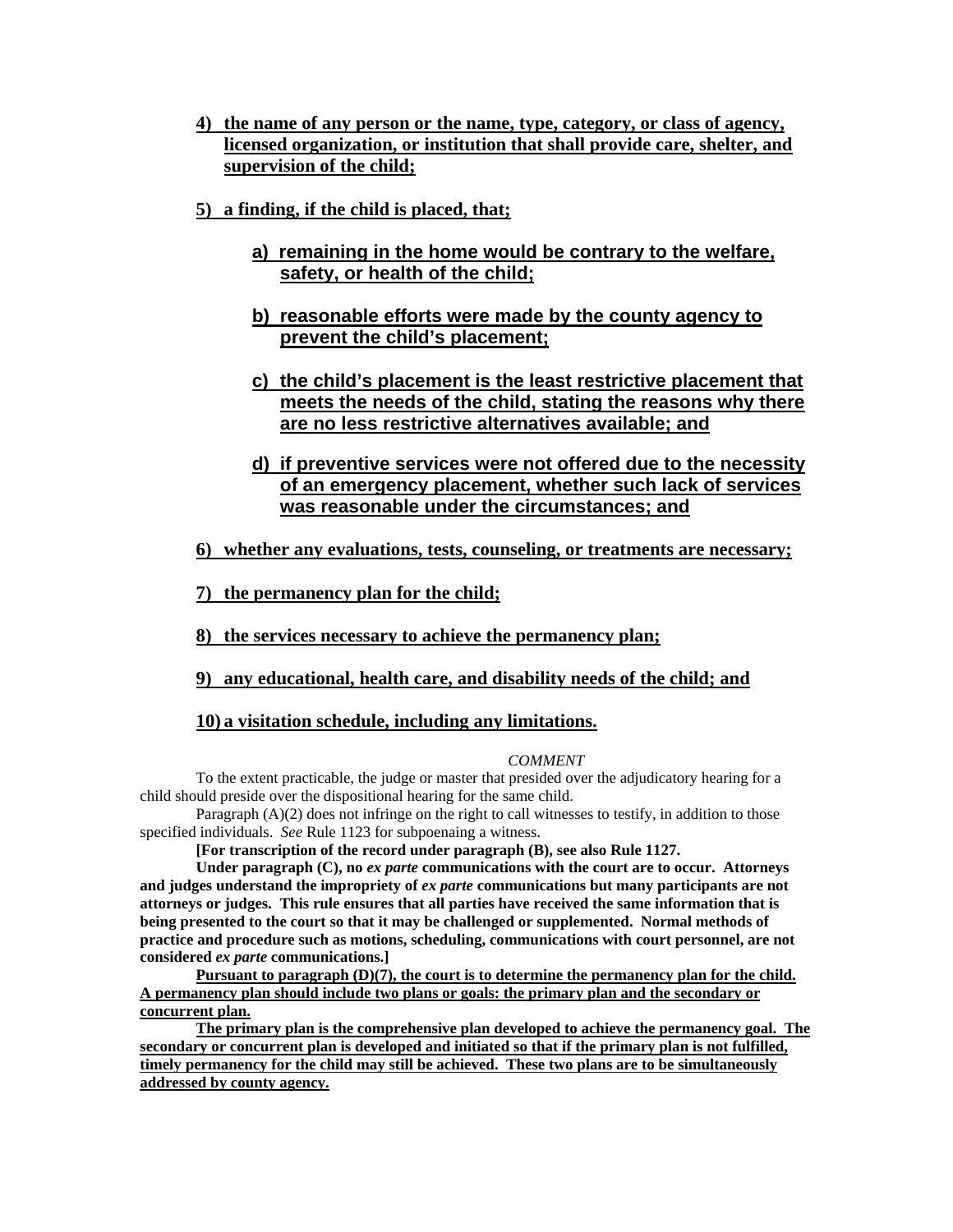4) **the name of any person or the name, type, category, or class of agency, licensed organization, or institution that shall provide care, shelter, and supervision of the child;**

5) **a finding, if the child is placed, that;**

   a) **remaining in the home would be contrary to the welfare, safety, or health of the child;**

   b) **reasonable efforts were made by the county agency to prevent the child's placement;**

   c) **the child's placement is the least restrictive placement that meets the needs of the child, stating the reasons why there are no less restrictive alternatives available; and**

   d) **if preventive services were not offered due to the necessity of an emergency placement, whether such lack of services was reasonable under the circumstances; and**

6) **whether any evaluations, tests, counseling, or treatments are necessary;**

7) **the permanency plan for the child;**

8) **the services necessary to achieve the permanency plan;**

9) **any educational, health care, and disability needs of the child; and**

10) **a visitation schedule, including any limitations.**

*COMMENT*

To the extent practicable, the judge or master that presided over the adjudicatory hearing for a child should preside over the dispositional hearing for the same child.

Paragraph (A)(2) does not infringe on the right to call witnesses to testify, in addition to those specified individuals. *See* Rule 1123 for subpoenaing a witness.

**[For transcription of the record under paragraph (B), see also Rule 1127.**

**Under paragraph (C), no *ex parte* communications with the court are to occur. Attorneys and judges understand the impropriety of *ex parte* communications but many participants are not attorneys or judges. This rule ensures that all parties have received the same information that is being presented to the court so that it may be challenged or supplemented. Normal methods of practice and procedure such as motions, scheduling, communications with court personnel, are not considered *ex parte* communications.]**

**Pursuant to paragraph (D)(7), the court is to determine the permanency plan for the child. A permanency plan should include two plans or goals: the primary plan and the secondary or concurrent plan.**

**The primary plan is the comprehensive plan developed to achieve the permanency goal. The secondary or concurrent plan is developed and initiated so that if the primary plan is not fulfilled, timely permanency for the child may still be achieved. These two plans are to be simultaneously addressed by county agency.**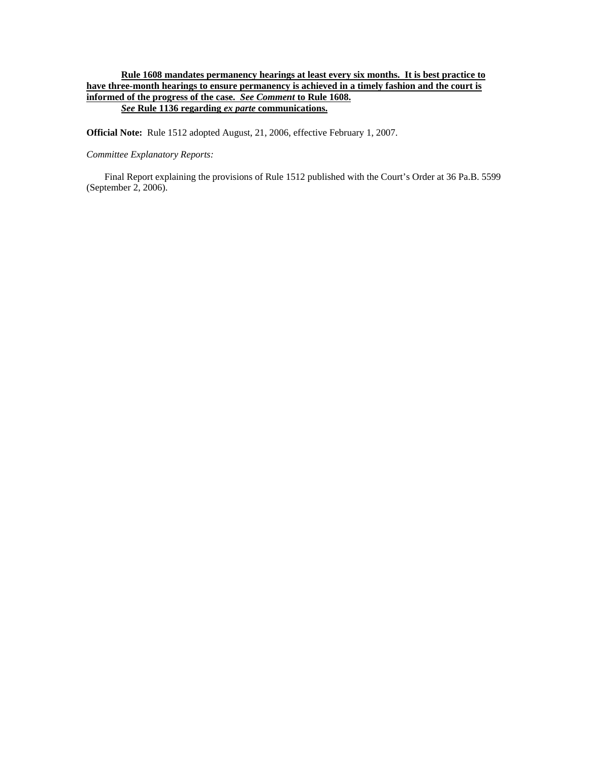**Rule 1608 mandates permanency hearings at least every six months. It is best practice to have three-month hearings to ensure permanency is achieved in a timely fashion and the court is informed of the progress of the case. *See Comment* to Rule 1608.**

***See* Rule 1136 regarding *ex parte* communications.**

**Official Note:** Rule 1512 adopted August, 21, 2006, effective February 1, 2007.

*Committee Explanatory Reports:*

Final Report explaining the provisions of Rule 1512 published with the Court's Order at 36 Pa.B. 5599 (September 2, 2006).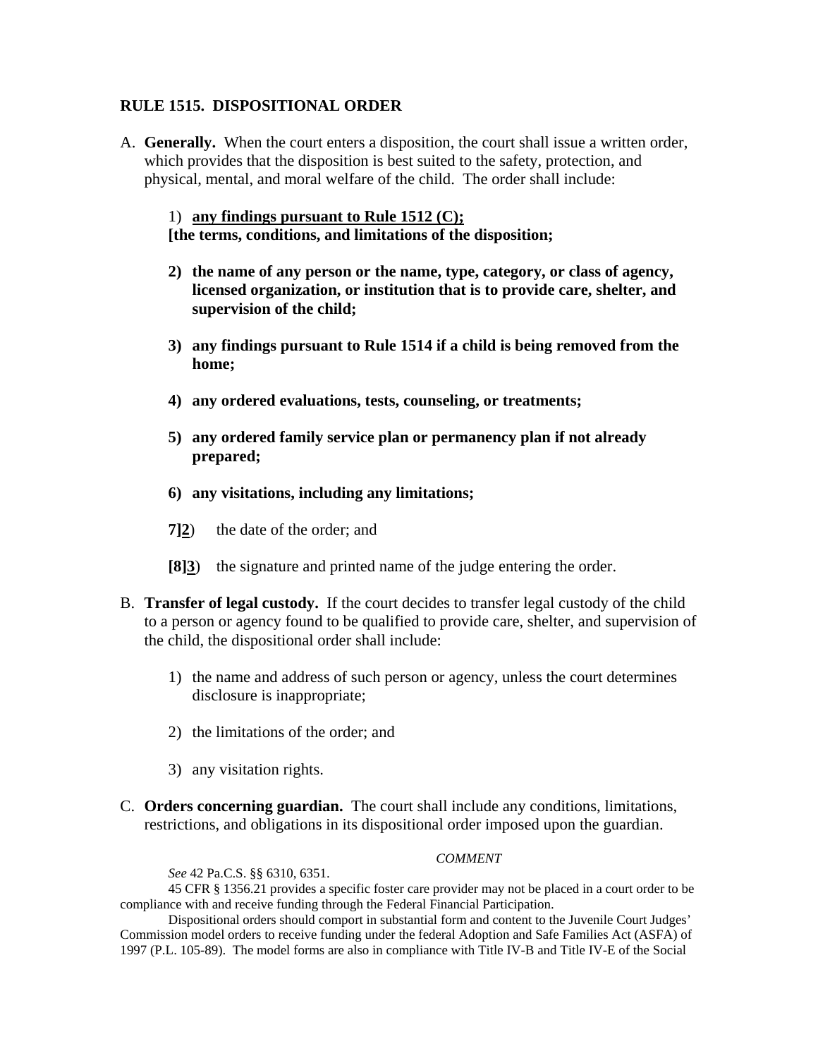**RULE 1515. DISPOSITIONAL ORDER**

A. **Generally.** When the court enters a disposition, the court shall issue a written order, which provides that the disposition is best suited to the safety, protection, and physical, mental, and moral welfare of the child. The order shall include:

1) **<u>any findings pursuant to Rule 1512 (C);</u>**
**[the terms, conditions, and limitations of the disposition;**

**2) the name of any person or the name, type, category, or class of agency, licensed organization, or institution that is to provide care, shelter, and supervision of the child;**

**3) any findings pursuant to Rule 1514 if a child is being removed from the home;**

**4) any ordered evaluations, tests, counseling, or treatments;**

**5) any ordered family service plan or permanency plan if not already prepared;**

**6) any visitations, including any limitations;**

**7]<u>2</u>**) the date of the order; and

**[8]<u>3</u>**) the signature and printed name of the judge entering the order.

B. **Transfer of legal custody.** If the court decides to transfer legal custody of the child to a person or agency found to be qualified to provide care, shelter, and supervision of the child, the dispositional order shall include:

1) the name and address of such person or agency, unless the court determines disclosure is inappropriate;

2) the limitations of the order; and

3) any visitation rights.

C. **Orders concerning guardian.** The court shall include any conditions, limitations, restrictions, and obligations in its dispositional order imposed upon the guardian.

*COMMENT*

*See* 42 Pa.C.S. §§ 6310, 6351.

45 CFR § 1356.21 provides a specific foster care provider may not be placed in a court order to be compliance with and receive funding through the Federal Financial Participation.

Dispositional orders should comport in substantial form and content to the Juvenile Court Judges' Commission model orders to receive funding under the federal Adoption and Safe Families Act (ASFA) of 1997 (P.L. 105-89). The model forms are also in compliance with Title IV-B and Title IV-E of the Social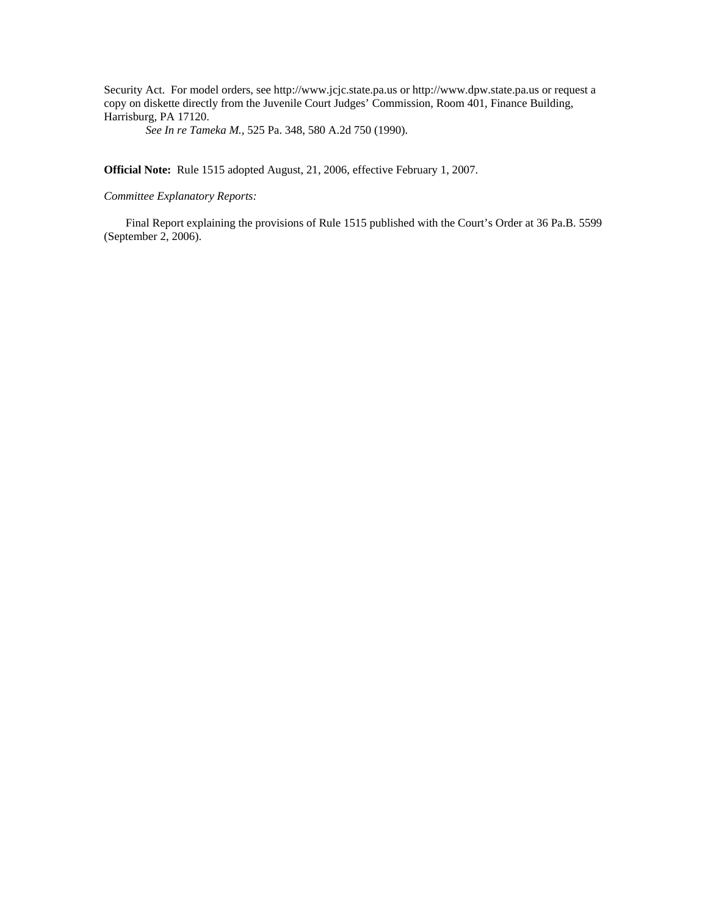Security Act. For model orders, see http://www.jcjc.state.pa.us or http://www.dpw.state.pa.us or request a copy on diskette directly from the Juvenile Court Judges' Commission, Room 401, Finance Building, Harrisburg, PA 17120.

*See In re Tameka M.*, 525 Pa. 348, 580 A.2d 750 (1990).

**Official Note:** Rule 1515 adopted August, 21, 2006, effective February 1, 2007.

*Committee Explanatory Reports:*

Final Report explaining the provisions of Rule 1515 published with the Court's Order at 36 Pa.B. 5599 (September 2, 2006).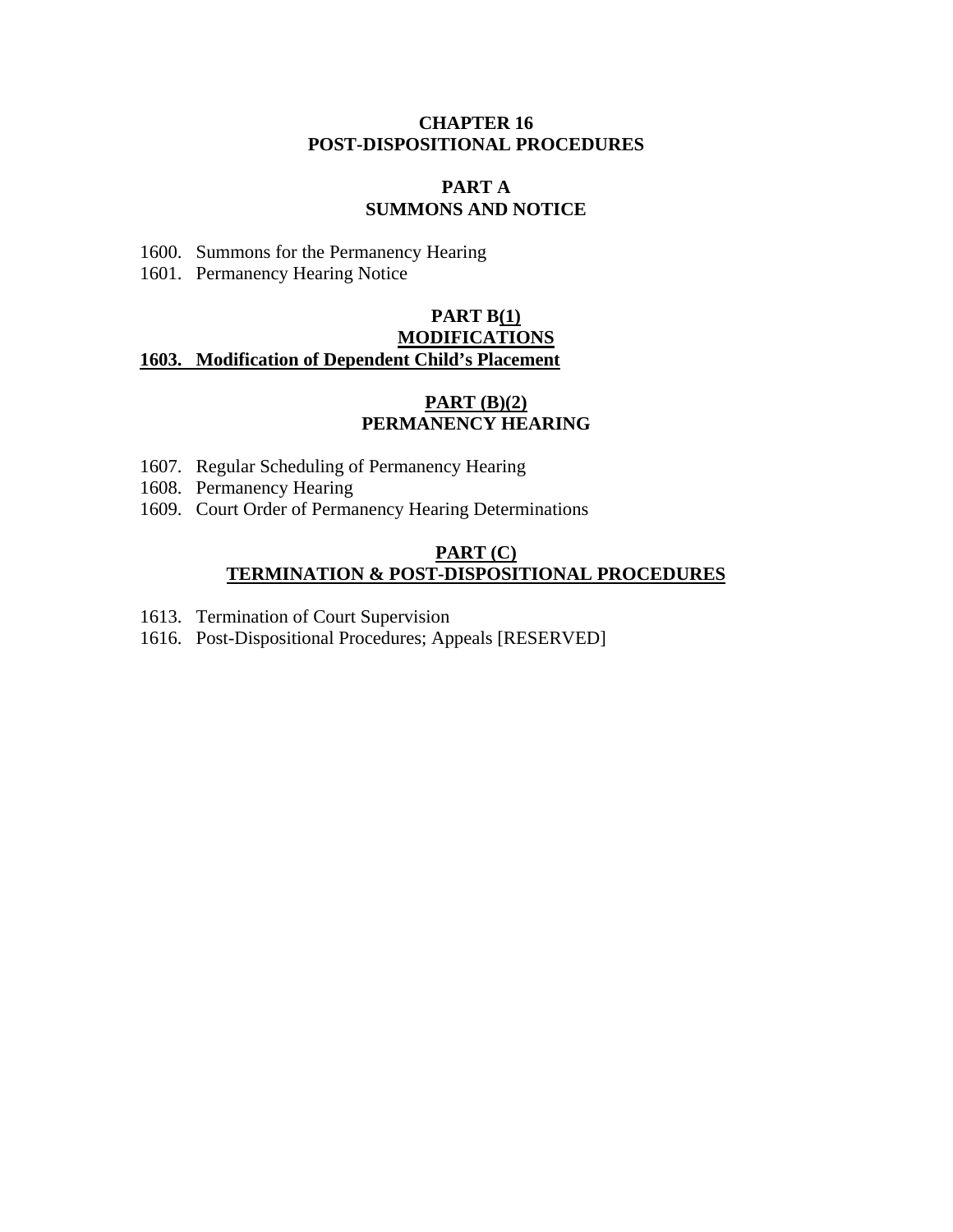# CHAPTER 16
# POST-DISPOSITIONAL PROCEDURES

## PART A
## SUMMONS AND NOTICE

1600. Summons for the Permanency Hearing
1601. Permanency Hearing Notice

## PART B(1)
## MODIFICATIONS

**1603. Modification of Dependent Child's Placement**

## PART (B)(2)
## PERMANENCY HEARING

1607. Regular Scheduling of Permanency Hearing
1608. Permanency Hearing
1609. Court Order of Permanency Hearing Determinations

## PART (C)
## TERMINATION & POST-DISPOSITIONAL PROCEDURES

1613. Termination of Court Supervision
1616. Post-Dispositional Procedures; Appeals [RESERVED]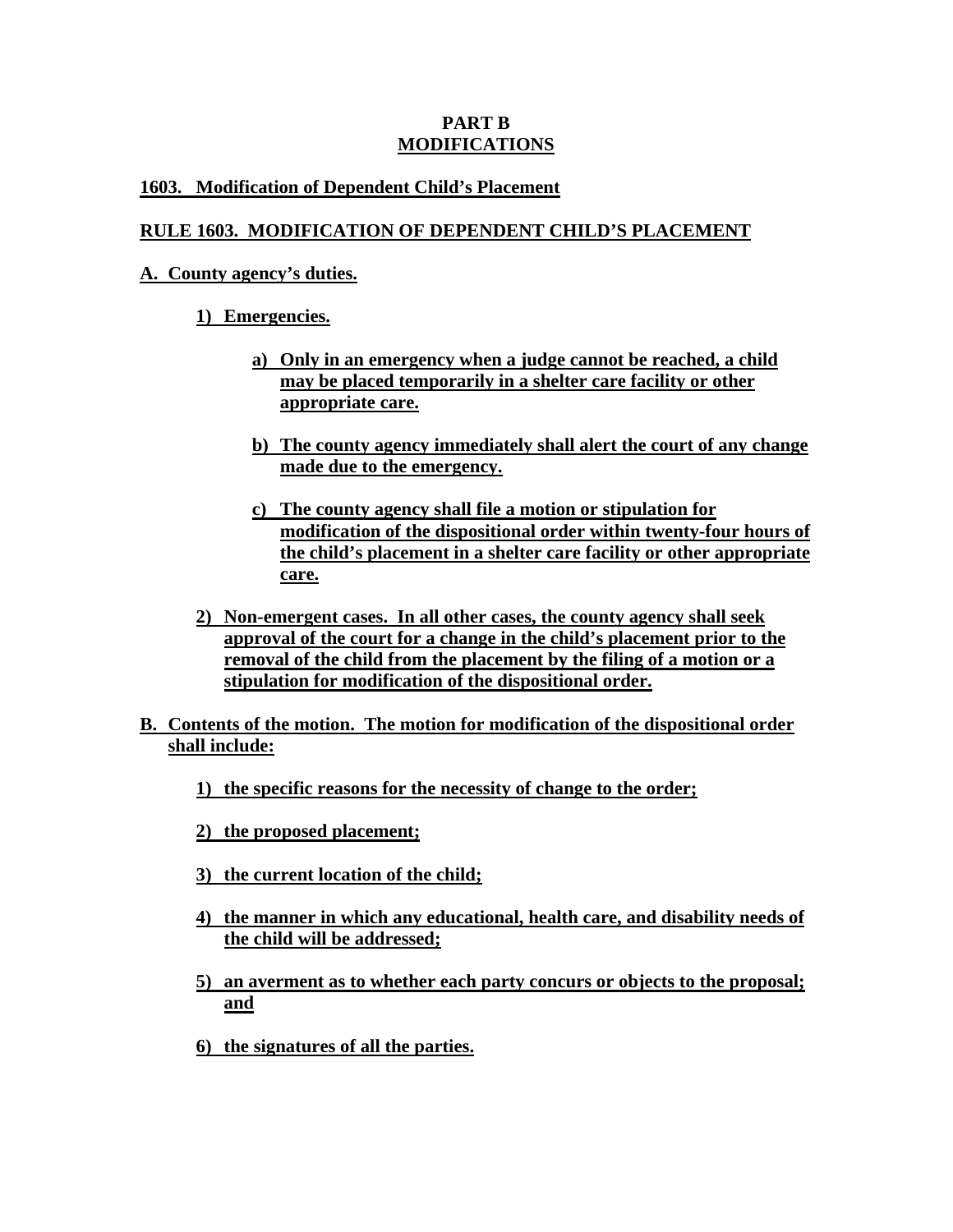# PART B
## MODIFICATIONS

**1603. Modification of Dependent Child's Placement**

**RULE 1603. MODIFICATION OF DEPENDENT CHILD'S PLACEMENT**

**A. County agency's duties.**

**1) Emergencies.**

**a) Only in an emergency when a judge cannot be reached, a child may be placed temporarily in a shelter care facility or other appropriate care.**

**b) The county agency immediately shall alert the court of any change made due to the emergency.**

**c) The county agency shall file a motion or stipulation for modification of the dispositional order within twenty-four hours of the child's placement in a shelter care facility or other appropriate care.**

**2) Non-emergent cases. In all other cases, the county agency shall seek approval of the court for a change in the child's placement prior to the removal of the child from the placement by the filing of a motion or a stipulation for modification of the dispositional order.**

**B. Contents of the motion. The motion for modification of the dispositional order shall include:**

**1) the specific reasons for the necessity of change to the order;**

**2) the proposed placement;**

**3) the current location of the child;**

**4) the manner in which any educational, health care, and disability needs of the child will be addressed;**

**5) an averment as to whether each party concurs or objects to the proposal; and**

**6) the signatures of all the parties.**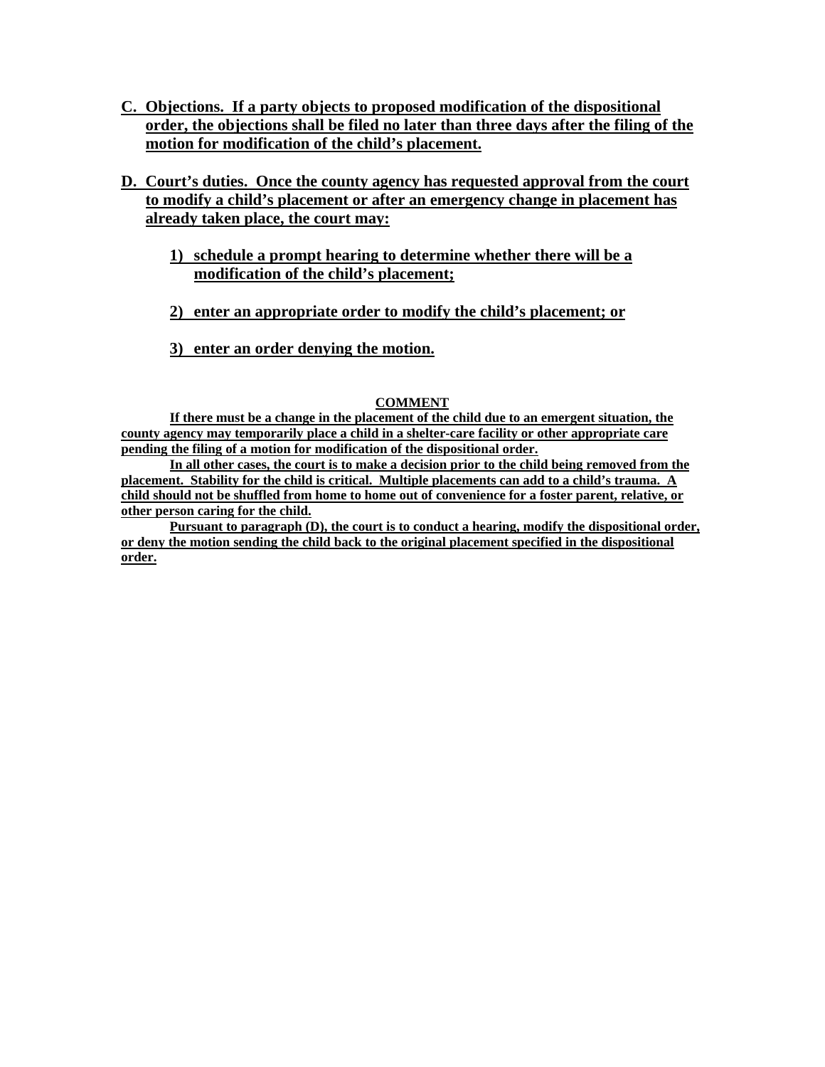**C. Objections. If a party objects to proposed modification of the dispositional order, the objections shall be filed no later than three days after the filing of the motion for modification of the child's placement.**

**D. Court's duties. Once the county agency has requested approval from the court to modify a child's placement or after an emergency change in placement has already taken place, the court may:**

**1) schedule a prompt hearing to determine whether there will be a modification of the child's placement;**

**2) enter an appropriate order to modify the child's placement; or**

**3) enter an order denying the motion.**

**COMMENT**

**If there must be a change in the placement of the child due to an emergent situation, the county agency may temporarily place a child in a shelter-care facility or other appropriate care pending the filing of a motion for modification of the dispositional order.**

**In all other cases, the court is to make a decision prior to the child being removed from the placement. Stability for the child is critical. Multiple placements can add to a child's trauma. A child should not be shuffled from home to home out of convenience for a foster parent, relative, or other person caring for the child.**

**Pursuant to paragraph (D), the court is to conduct a hearing, modify the dispositional order, or deny the motion sending the child back to the original placement specified in the dispositional order.**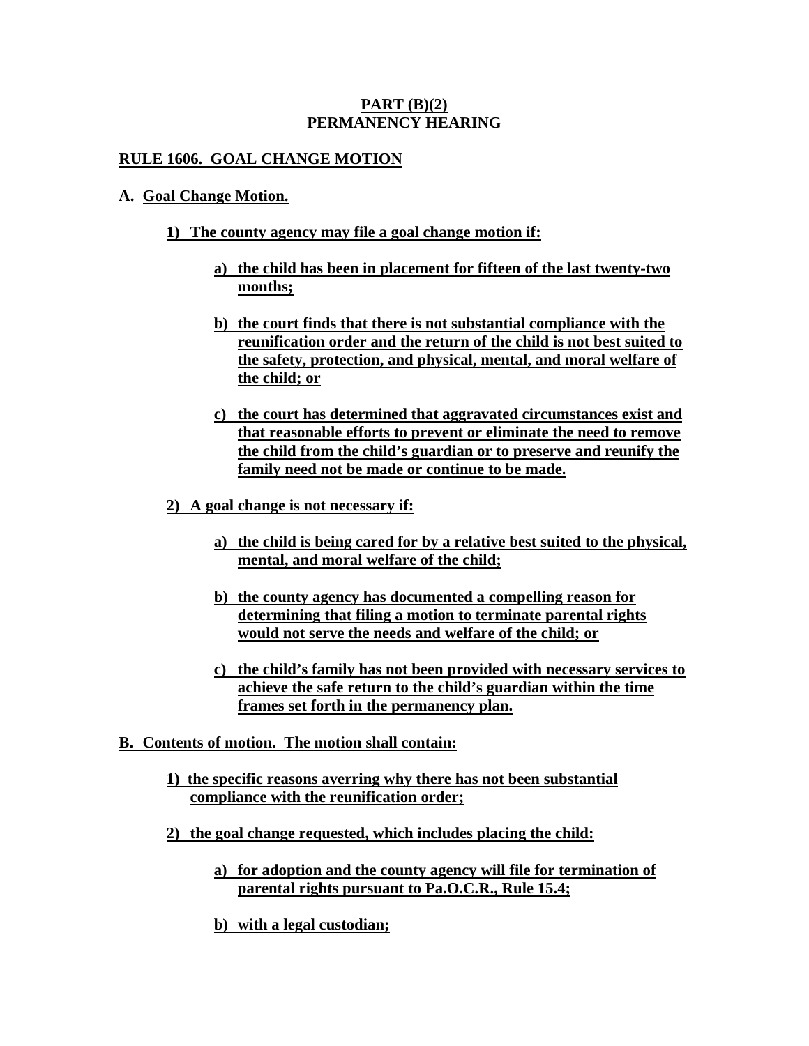**PART (B)(2)**
**PERMANENCY HEARING**

## RULE 1606. GOAL CHANGE MOTION

**A. Goal Change Motion.**

**1) The county agency may file a goal change motion if:**

**a) the child has been in placement for fifteen of the last twenty-two months;**

**b) the court finds that there is not substantial compliance with the reunification order and the return of the child is not best suited to the safety, protection, and physical, mental, and moral welfare of the child; or**

**c) the court has determined that aggravated circumstances exist and that reasonable efforts to prevent or eliminate the need to remove the child from the child's guardian or to preserve and reunify the family need not be made or continue to be made.**

**2) A goal change is not necessary if:**

**a) the child is being cared for by a relative best suited to the physical, mental, and moral welfare of the child;**

**b) the county agency has documented a compelling reason for determining that filing a motion to terminate parental rights would not serve the needs and welfare of the child; or**

**c) the child's family has not been provided with necessary services to achieve the safe return to the child's guardian within the time frames set forth in the permanency plan.**

**B. Contents of motion. The motion shall contain:**

**1) the specific reasons averring why there has not been substantial compliance with the reunification order;**

**2) the goal change requested, which includes placing the child:**

**a) for adoption and the county agency will file for termination of parental rights pursuant to Pa.O.C.R., Rule 15.4;**

**b) with a legal custodian;**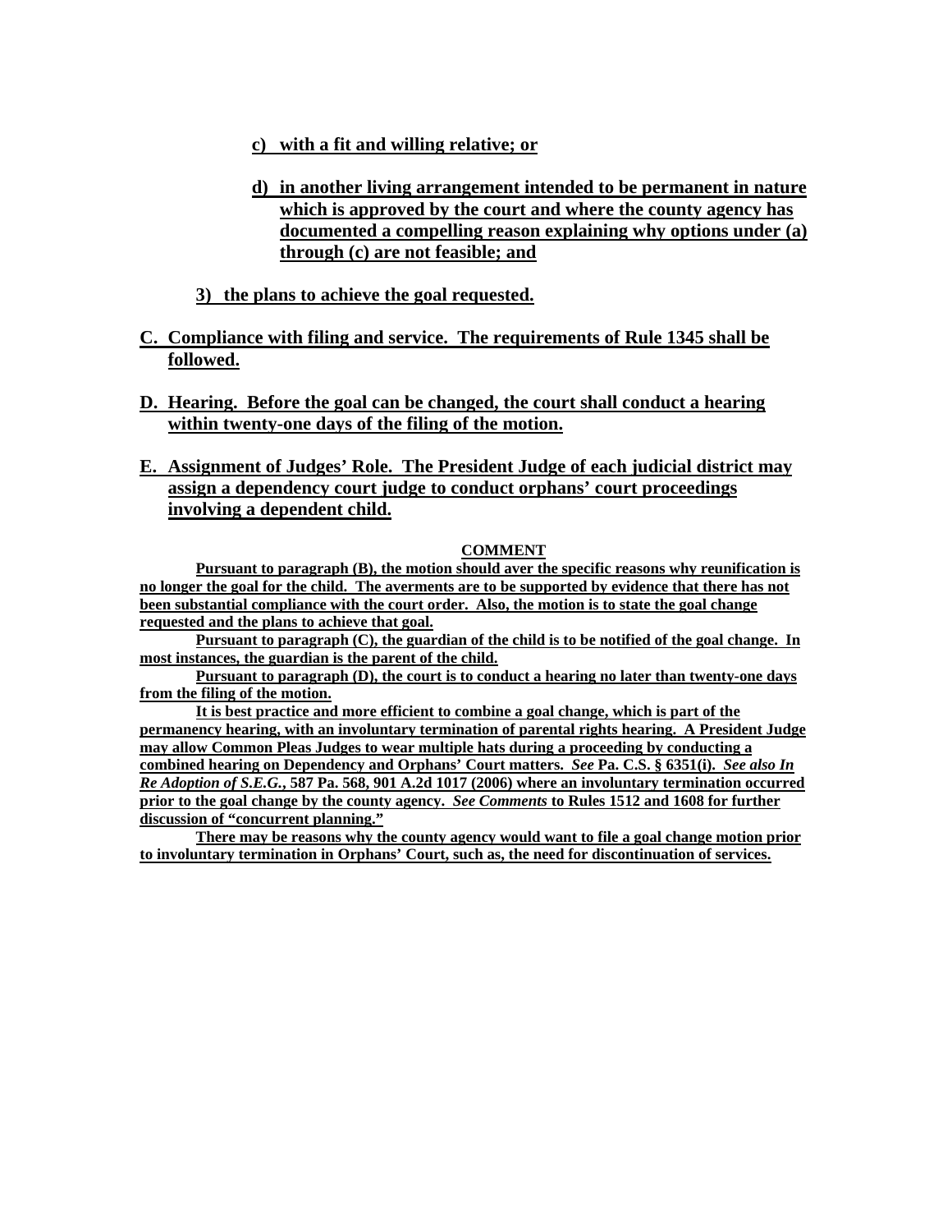c) **with a fit and willing relative; or**

d) **in another living arrangement intended to be permanent in nature which is approved by the court and where the county agency has documented a compelling reason explaining why options under (a) through (c) are not feasible; and**

3) **the plans to achieve the goal requested.**

**C. Compliance with filing and service. The requirements of Rule 1345 shall be followed.**

**D. Hearing. Before the goal can be changed, the court shall conduct a hearing within twenty-one days of the filing of the motion.**

**E. Assignment of Judges' Role. The President Judge of each judicial district may assign a dependency court judge to conduct orphans' court proceedings involving a dependent child.**

**COMMENT**

**Pursuant to paragraph (B), the motion should aver the specific reasons why reunification is no longer the goal for the child. The averments are to be supported by evidence that there has not been substantial compliance with the court order. Also, the motion is to state the goal change requested and the plans to achieve that goal.**

**Pursuant to paragraph (C), the guardian of the child is to be notified of the goal change. In most instances, the guardian is the parent of the child.**

**Pursuant to paragraph (D), the court is to conduct a hearing no later than twenty-one days from the filing of the motion.**

**It is best practice and more efficient to combine a goal change, which is part of the permanency hearing, with an involuntary termination of parental rights hearing. A President Judge may allow Common Pleas Judges to wear multiple hats during a proceeding by conducting a combined hearing on Dependency and Orphans' Court matters. *See* Pa. C.S. § 6351(i). *See also In Re Adoption of S.E.G.*, 587 Pa. 568, 901 A.2d 1017 (2006) where an involuntary termination occurred prior to the goal change by the county agency. *See Comments* to Rules 1512 and 1608 for further discussion of "concurrent planning."**

**There may be reasons why the county agency would want to file a goal change motion prior to involuntary termination in Orphans' Court, such as, the need for discontinuation of services.**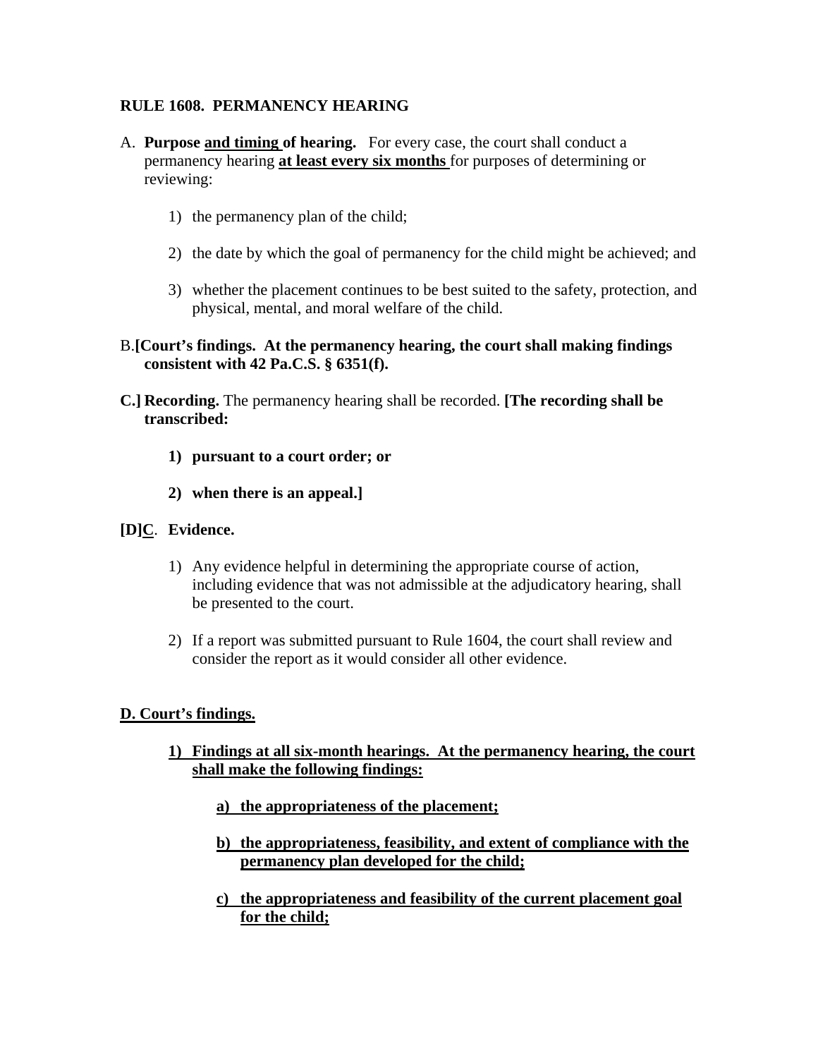**RULE 1608. PERMANENCY HEARING**

A. **Purpose <u>and timing</u> of hearing.** For every case, the court shall conduct a permanency hearing **<u>at least every six months</u>** for purposes of determining or reviewing:

   1) the permanency plan of the child;

   2) the date by which the goal of permanency for the child might be achieved; and

   3) whether the placement continues to be best suited to the safety, protection, and physical, mental, and moral welfare of the child.

B.**[Court's findings. At the permanency hearing, the court shall making findings consistent with 42 Pa.C.S. § 6351(f).**

**C.]** **Recording.** The permanency hearing shall be recorded. **[The recording shall be transcribed:**

   **1) pursuant to a court order; or**

   **2) when there is an appeal.]**

**[D]<u>C</u>. Evidence.**

   1) Any evidence helpful in determining the appropriate course of action, including evidence that was not admissible at the adjudicatory hearing, shall be presented to the court.

   2) If a report was submitted pursuant to Rule 1604, the court shall review and consider the report as it would consider all other evidence.

**<u>D. Court's findings.</u>**

   **<u>1) Findings at all six-month hearings. At the permanency hearing, the court shall make the following findings:</u>**

      **<u>a) the appropriateness of the placement;</u>**

      **<u>b) the appropriateness, feasibility, and extent of compliance with the permanency plan developed for the child;</u>**

      **<u>c) the appropriateness and feasibility of the current placement goal for the child;</u>**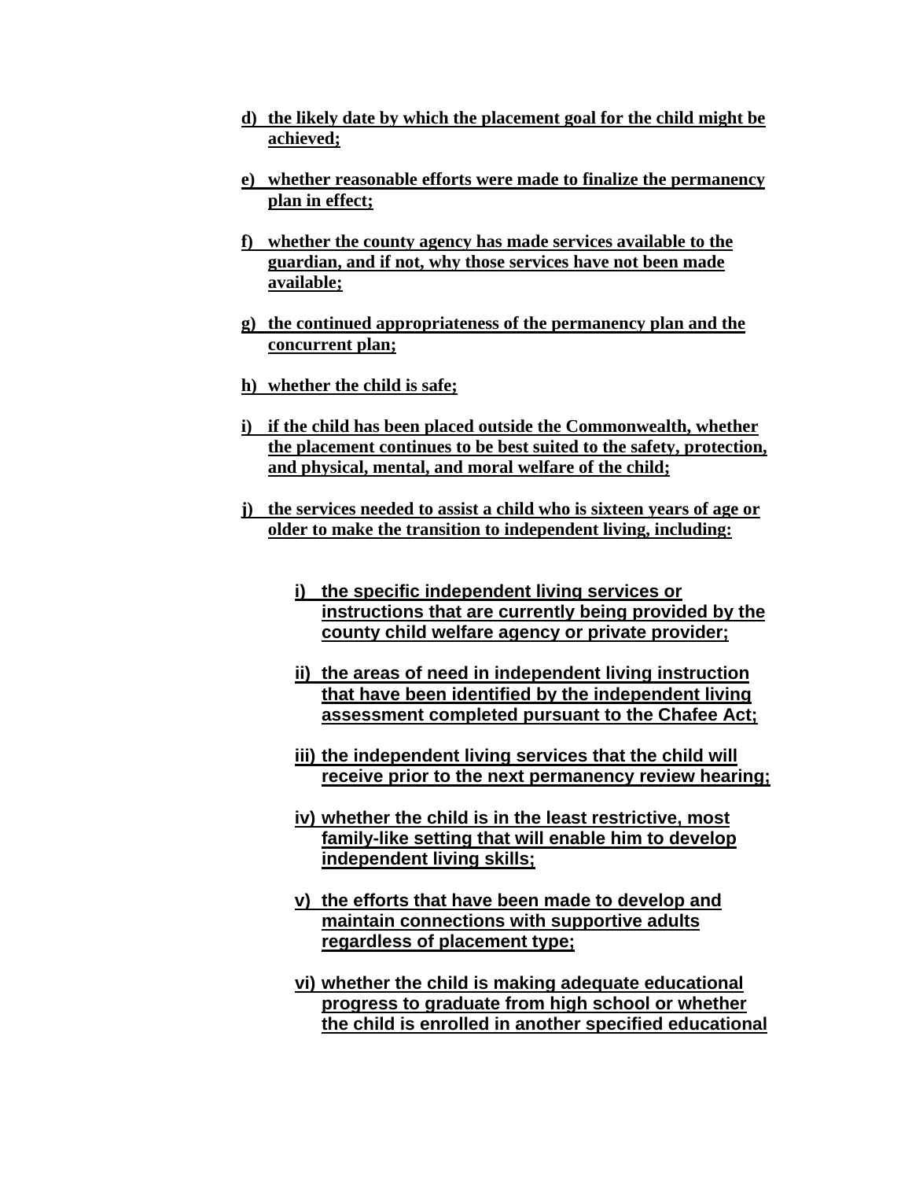d) the likely date by which the placement goal for the child might be achieved;

e) whether reasonable efforts were made to finalize the permanency plan in effect;

f) whether the county agency has made services available to the guardian, and if not, why those services have not been made available;

g) the continued appropriateness of the permanency plan and the concurrent plan;

h) whether the child is safe;

i) if the child has been placed outside the Commonwealth, whether the placement continues to be best suited to the safety, protection, and physical, mental, and moral welfare of the child;

j) the services needed to assist a child who is sixteen years of age or older to make the transition to independent living, including:

   i) the specific independent living services or instructions that are currently being provided by the county child welfare agency or private provider;

   ii) the areas of need in independent living instruction that have been identified by the independent living assessment completed pursuant to the Chafee Act;

   iii) the independent living services that the child will receive prior to the next permanency review hearing;

   iv) whether the child is in the least restrictive, most family-like setting that will enable him to develop independent living skills;

   v) the efforts that have been made to develop and maintain connections with supportive adults regardless of placement type;

   vi) whether the child is making adequate educational progress to graduate from high school or whether the child is enrolled in another specified educational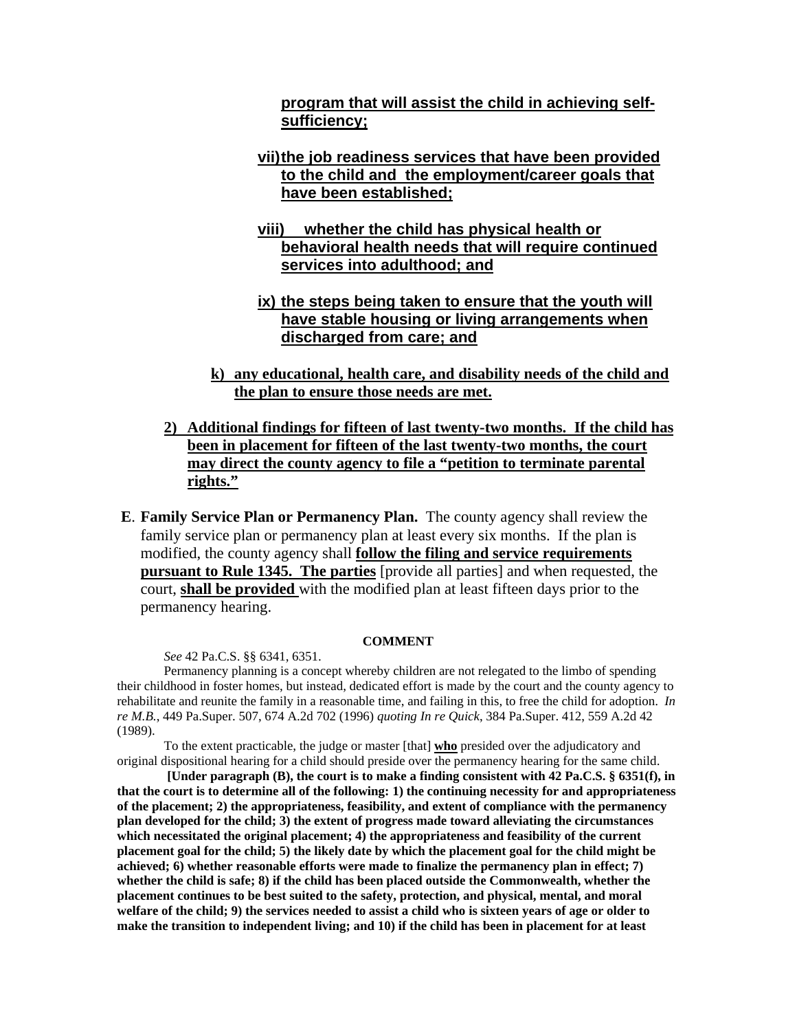**program that will assist the child in achieving self-sufficiency;**

**vii) the job readiness services that have been provided to the child and the employment/career goals that have been established;**

**viii) whether the child has physical health or behavioral health needs that will require continued services into adulthood; and**

**ix) the steps being taken to ensure that the youth will have stable housing or living arrangements when discharged from care; and**

**k) any educational, health care, and disability needs of the child and the plan to ensure those needs are met.**

**2) Additional findings for fifteen of last twenty-two months. If the child has been in placement for fifteen of the last twenty-two months, the court may direct the county agency to file a "petition to terminate parental rights."**

**E. Family Service Plan or Permanency Plan.** The county agency shall review the family service plan or permanency plan at least every six months. If the plan is modified, the county agency shall **follow the filing and service requirements pursuant to Rule 1345. The parties** [provide all parties] and when requested, the court, **shall be provided** with the modified plan at least fifteen days prior to the permanency hearing.

**COMMENT**

*See* 42 Pa.C.S. §§ 6341, 6351.

Permanency planning is a concept whereby children are not relegated to the limbo of spending their childhood in foster homes, but instead, dedicated effort is made by the court and the county agency to rehabilitate and reunite the family in a reasonable time, and failing in this, to free the child for adoption. *In re M.B.*, 449 Pa.Super. 507, 674 A.2d 702 (1996) *quoting In re Quick*, 384 Pa.Super. 412, 559 A.2d 42 (1989).

To the extent practicable, the judge or master [that] **who** presided over the adjudicatory and original dispositional hearing for a child should preside over the permanency hearing for the same child.

**[Under paragraph (B), the court is to make a finding consistent with 42 Pa.C.S. § 6351(f), in that the court is to determine all of the following: 1) the continuing necessity for and appropriateness of the placement; 2) the appropriateness, feasibility, and extent of compliance with the permanency plan developed for the child; 3) the extent of progress made toward alleviating the circumstances which necessitated the original placement; 4) the appropriateness and feasibility of the current placement goal for the child; 5) the likely date by which the placement goal for the child might be achieved; 6) whether reasonable efforts were made to finalize the permanency plan in effect; 7) whether the child is safe; 8) if the child has been placed outside the Commonwealth, whether the placement continues to be best suited to the safety, protection, and physical, mental, and moral welfare of the child; 9) the services needed to assist a child who is sixteen years of age or older to make the transition to independent living; and 10) if the child has been in placement for at least**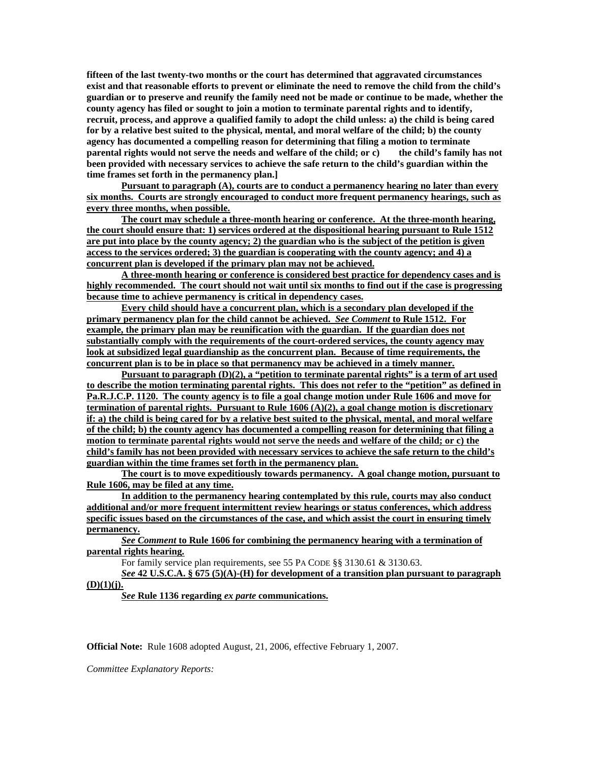**fifteen of the last twenty-two months or the court has determined that aggravated circumstances exist and that reasonable efforts to prevent or eliminate the need to remove the child from the child's guardian or to preserve and reunify the family need not be made or continue to be made, whether the county agency has filed or sought to join a motion to terminate parental rights and to identify, recruit, process, and approve a qualified family to adopt the child unless: a) the child is being cared for by a relative best suited to the physical, mental, and moral welfare of the child; b) the county agency has documented a compelling reason for determining that filing a motion to terminate parental rights would not serve the needs and welfare of the child; or c) the child's family has not been provided with necessary services to achieve the safe return to the child's guardian within the time frames set forth in the permanency plan.]**

<u>**Pursuant to paragraph (A), courts are to conduct a permanency hearing no later than every six months. Courts are strongly encouraged to conduct more frequent permanency hearings, such as every three months, when possible.**</u>

<u>**The court may schedule a three-month hearing or conference. At the three-month hearing, the court should ensure that: 1) services ordered at the dispositional hearing pursuant to Rule 1512 are put into place by the county agency; 2) the guardian who is the subject of the petition is given access to the services ordered; 3) the guardian is cooperating with the county agency; and 4) a concurrent plan is developed if the primary plan may not be achieved.**</u>

<u>**A three-month hearing or conference is considered best practice for dependency cases and is highly recommended. The court should not wait until six months to find out if the case is progressing because time to achieve permanency is critical in dependency cases.**</u>

<u>**Every child should have a concurrent plan, which is a secondary plan developed if the primary permanency plan for the child cannot be achieved. *See Comment* to Rule 1512. For example, the primary plan may be reunification with the guardian. If the guardian does not substantially comply with the requirements of the court-ordered services, the county agency may look at subsidized legal guardianship as the concurrent plan. Because of time requirements, the concurrent plan is to be in place so that permanency may be achieved in a timely manner.**</u>

<u>**Pursuant to paragraph (D)(2), a "petition to terminate parental rights" is a term of art used to describe the motion terminating parental rights. This does not refer to the "petition" as defined in Pa.R.J.C.P. 1120. The county agency is to file a goal change motion under Rule 1606 and move for termination of parental rights. Pursuant to Rule 1606 (A)(2), a goal change motion is discretionary if: a) the child is being cared for by a relative best suited to the physical, mental, and moral welfare of the child; b) the county agency has documented a compelling reason for determining that filing a motion to terminate parental rights would not serve the needs and welfare of the child; or c) the child's family has not been provided with necessary services to achieve the safe return to the child's guardian within the time frames set forth in the permanency plan.**</u>

<u>**The court is to move expeditiously towards permanency. A goal change motion, pursuant to Rule 1606, may be filed at any time.**</u>

<u>**In addition to the permanency hearing contemplated by this rule, courts may also conduct additional and/or more frequent intermittent review hearings or status conferences, which address specific issues based on the circumstances of the case, and which assist the court in ensuring timely permanency.**</u>

<u>***See Comment* to Rule 1606 for combining the permanency hearing with a termination of parental rights hearing.**</u>

For family service plan requirements, see 55 PA CODE §§ 3130.61 & 3130.63.

<u>***See* 42 U.S.C.A. § 675 (5)(A)-(H) for development of a transition plan pursuant to paragraph (D)(1)(j).**</u>

<u>***See* Rule 1136 regarding *ex parte* communications.**</u>

**Official Note:** Rule 1608 adopted August, 21, 2006, effective February 1, 2007.

*Committee Explanatory Reports:*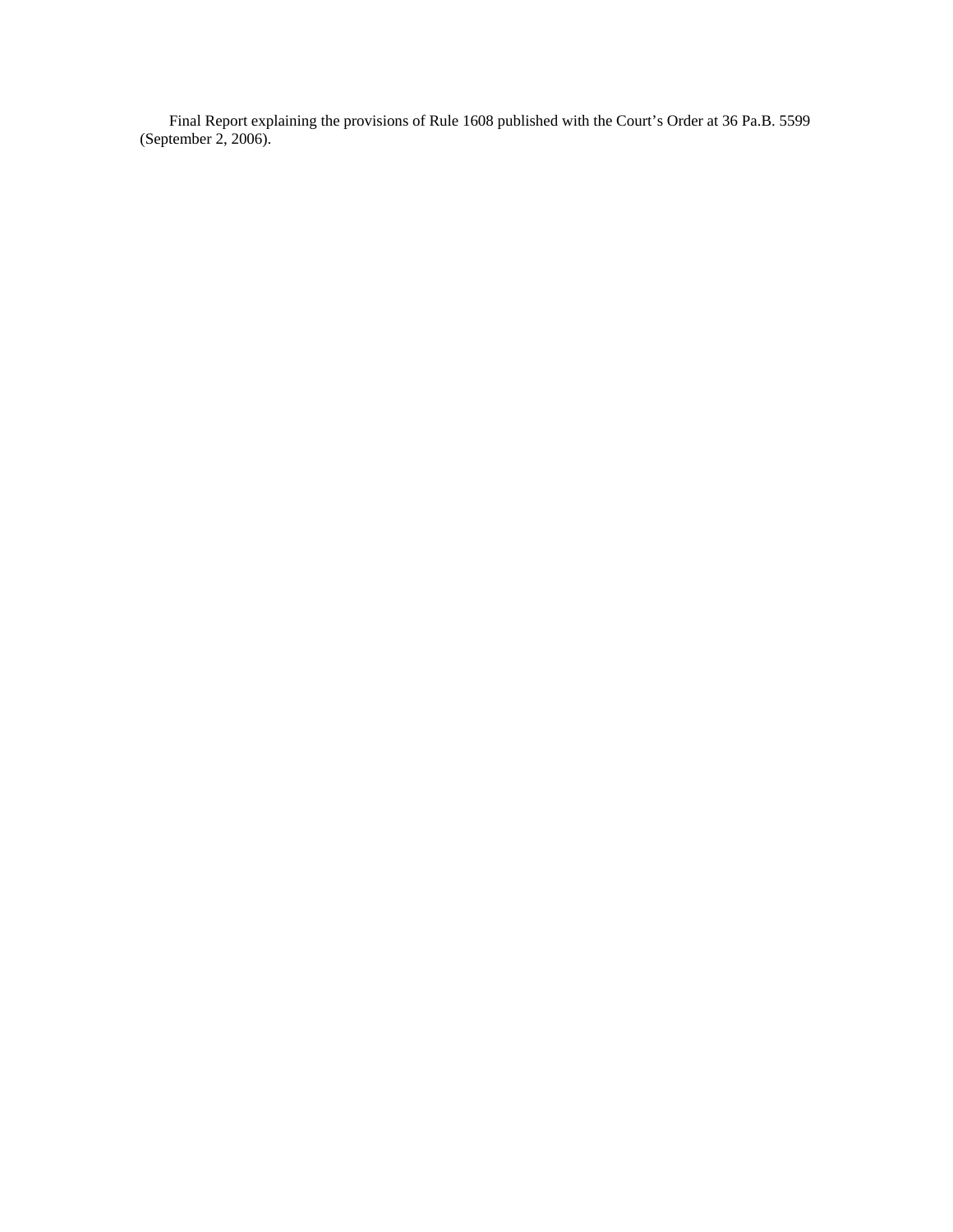Final Report explaining the provisions of Rule 1608 published with the Court's Order at 36 Pa.B. 5599 (September 2, 2006).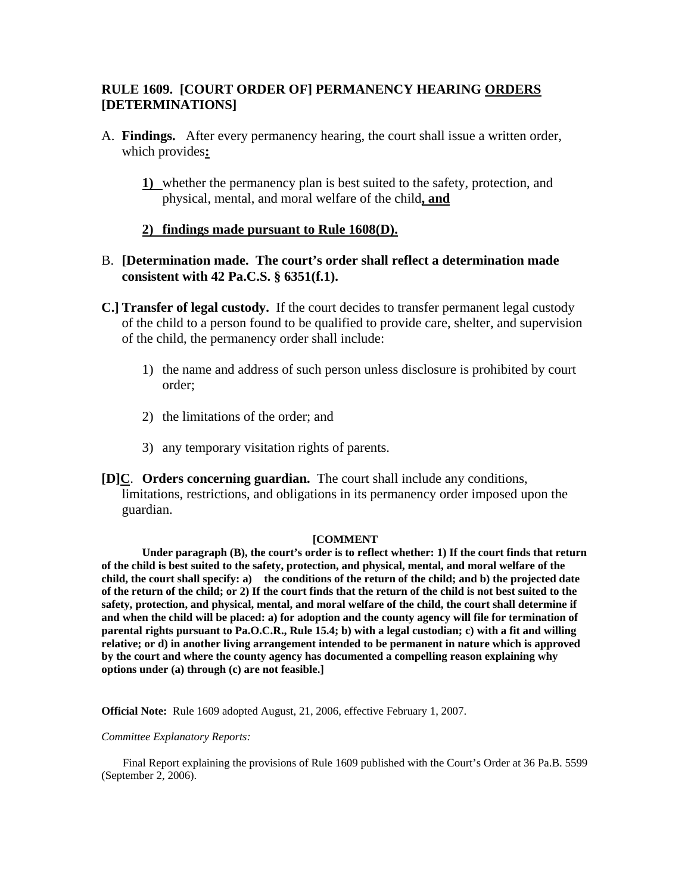**RULE 1609. [COURT ORDER OF] PERMANENCY HEARING ORDERS [DETERMINATIONS]**

A. **Findings.** After every permanency hearing, the court shall issue a written order, which provides**:**

   **1)** whether the permanency plan is best suited to the safety, protection, and physical, mental, and moral welfare of the child**, and**

   **2) findings made pursuant to Rule 1608(D).**

B. **[Determination made. The court's order shall reflect a determination made consistent with 42 Pa.C.S. § 6351(f.1).**

**C.] Transfer of legal custody.** If the court decides to transfer permanent legal custody of the child to a person found to be qualified to provide care, shelter, and supervision of the child, the permanency order shall include:

   1) the name and address of such person unless disclosure is prohibited by court order;

   2) the limitations of the order; and

   3) any temporary visitation rights of parents.

**[D]C**. **Orders concerning guardian.** The court shall include any conditions, limitations, restrictions, and obligations in its permanency order imposed upon the guardian.

**[COMMENT**

**Under paragraph (B), the court's order is to reflect whether: 1) If the court finds that return of the child is best suited to the safety, protection, and physical, mental, and moral welfare of the child, the court shall specify: a) the conditions of the return of the child; and b) the projected date of the return of the child; or 2) If the court finds that the return of the child is not best suited to the safety, protection, and physical, mental, and moral welfare of the child, the court shall determine if and when the child will be placed: a) for adoption and the county agency will file for termination of parental rights pursuant to Pa.O.C.R., Rule 15.4; b) with a legal custodian; c) with a fit and willing relative; or d) in another living arrangement intended to be permanent in nature which is approved by the court and where the county agency has documented a compelling reason explaining why options under (a) through (c) are not feasible.]**

**Official Note:** Rule 1609 adopted August, 21, 2006, effective February 1, 2007.

*Committee Explanatory Reports:*

Final Report explaining the provisions of Rule 1609 published with the Court's Order at 36 Pa.B. 5599 (September 2, 2006).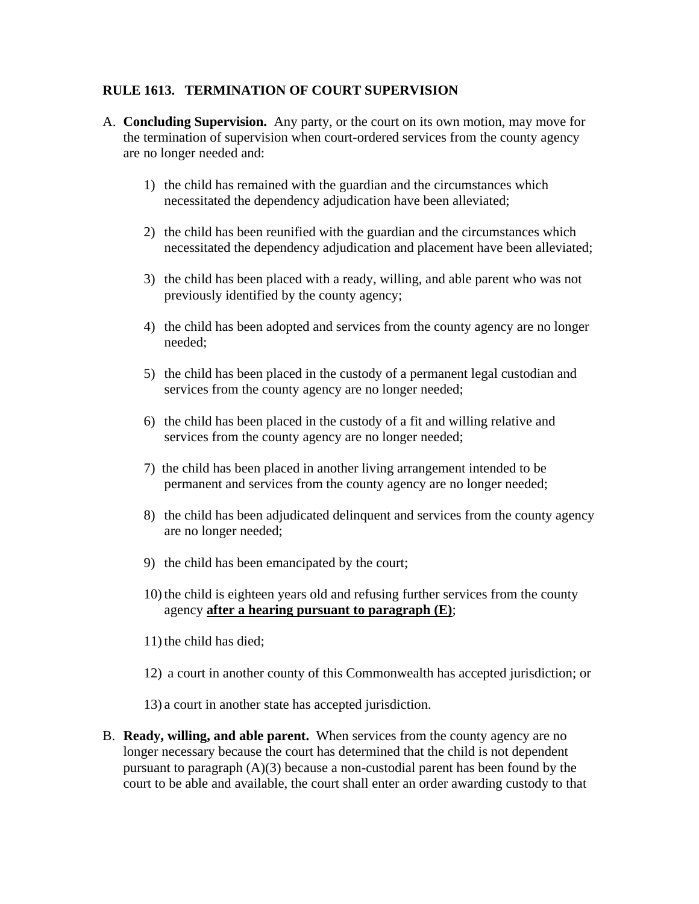**RULE 1613. TERMINATION OF COURT SUPERVISION**

A. **Concluding Supervision.** Any party, or the court on its own motion, may move for the termination of supervision when court-ordered services from the county agency are no longer needed and:

   1) the child has remained with the guardian and the circumstances which necessitated the dependency adjudication have been alleviated;

   2) the child has been reunified with the guardian and the circumstances which necessitated the dependency adjudication and placement have been alleviated;

   3) the child has been placed with a ready, willing, and able parent who was not previously identified by the county agency;

   4) the child has been adopted and services from the county agency are no longer needed;

   5) the child has been placed in the custody of a permanent legal custodian and services from the county agency are no longer needed;

   6) the child has been placed in the custody of a fit and willing relative and services from the county agency are no longer needed;

   7) the child has been placed in another living arrangement intended to be permanent and services from the county agency are no longer needed;

   8) the child has been adjudicated delinquent and services from the county agency are no longer needed;

   9) the child has been emancipated by the court;

   10) the child is eighteen years old and refusing further services from the county agency <u>**after a hearing pursuant to paragraph (E)**</u>;

   11) the child has died;

   12) a court in another county of this Commonwealth has accepted jurisdiction; or

   13) a court in another state has accepted jurisdiction.

B. **Ready, willing, and able parent.** When services from the county agency are no longer necessary because the court has determined that the child is not dependent pursuant to paragraph (A)(3) because a non-custodial parent has been found by the court to be able and available, the court shall enter an order awarding custody to that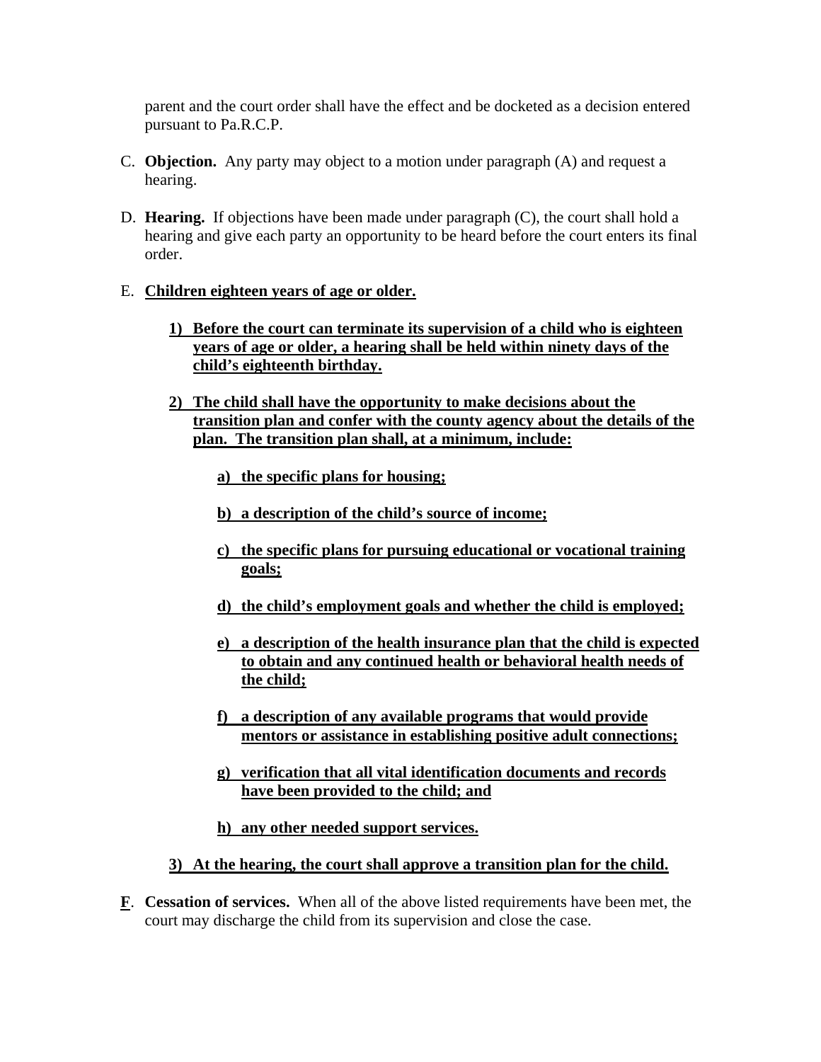parent and the court order shall have the effect and be docketed as a decision entered pursuant to Pa.R.C.P.

C. **Objection.** Any party may object to a motion under paragraph (A) and request a hearing.

D. **Hearing.** If objections have been made under paragraph (C), the court shall hold a hearing and give each party an opportunity to be heard before the court enters its final order.

E. **<u>Children eighteen years of age or older.</u>**

   **<u>1) Before the court can terminate its supervision of a child who is eighteen years of age or older, a hearing shall be held within ninety days of the child's eighteenth birthday.</u>**

   **<u>2) The child shall have the opportunity to make decisions about the transition plan and confer with the county agency about the details of the plan. The transition plan shall, at a minimum, include:</u>**

      **<u>a) the specific plans for housing;</u>**

      **<u>b) a description of the child's source of income;</u>**

      **<u>c) the specific plans for pursuing educational or vocational training goals;</u>**

      **<u>d) the child's employment goals and whether the child is employed;</u>**

      **<u>e) a description of the health insurance plan that the child is expected to obtain and any continued health or behavioral health needs of the child;</u>**

      **<u>f) a description of any available programs that would provide mentors or assistance in establishing positive adult connections;</u>**

      **<u>g) verification that all vital identification documents and records have been provided to the child; and</u>**

      **<u>h) any other needed support services.</u>**

   **<u>3) At the hearing, the court shall approve a transition plan for the child.</u>**

**<u>F</u>**. **Cessation of services.** When all of the above listed requirements have been met, the court may discharge the child from its supervision and close the case.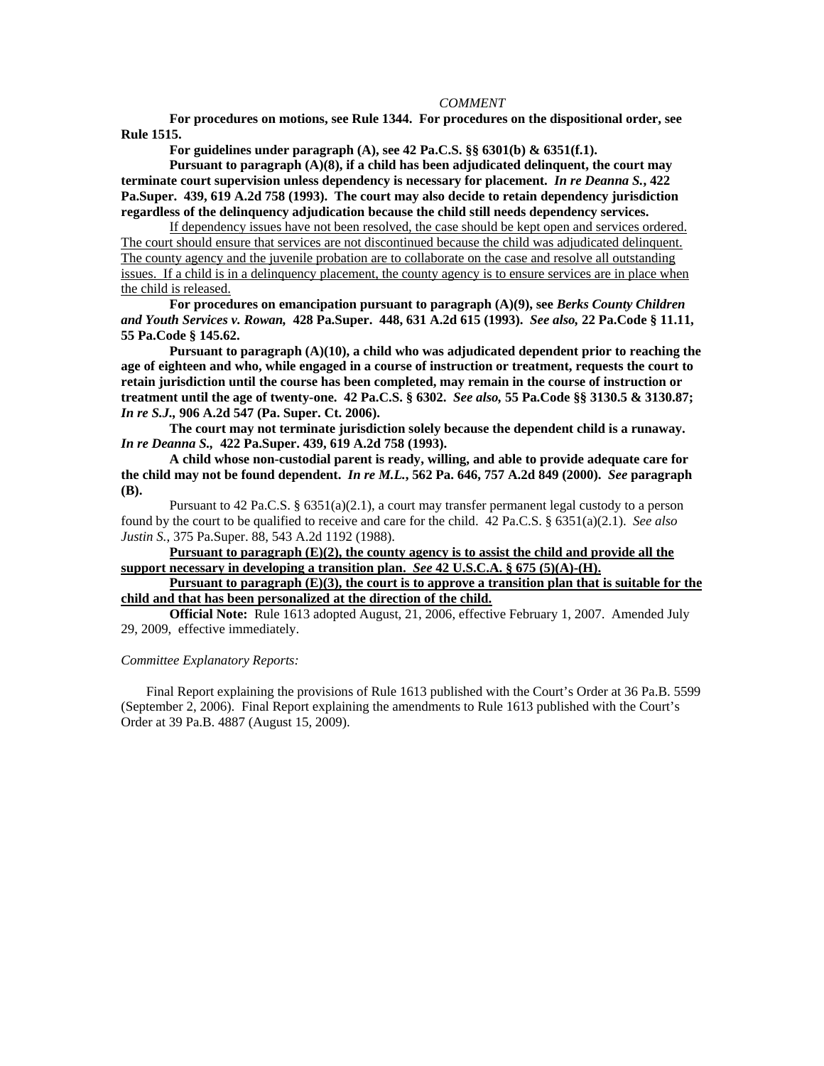*COMMENT*

**For procedures on motions, see Rule 1344. For procedures on the dispositional order, see Rule 1515.**

**For guidelines under paragraph (A), see 42 Pa.C.S. §§ 6301(b) & 6351(f.1).**

**Pursuant to paragraph (A)(8), if a child has been adjudicated delinquent, the court may terminate court supervision unless dependency is necessary for placement.** ***In re Deanna S.*****, 422 Pa.Super. 439, 619 A.2d 758 (1993). The court may also decide to retain dependency jurisdiction regardless of the delinquency adjudication because the child still needs dependency services.**

<u>If dependency issues have not been resolved, the case should be kept open and services ordered. The court should ensure that services are not discontinued because the child was adjudicated delinquent. The county agency and the juvenile probation are to collaborate on the case and resolve all outstanding issues. If a child is in a delinquency placement, the county agency is to ensure services are in place when the child is released.</u>

**For procedures on emancipation pursuant to paragraph (A)(9), see** ***Berks County Children and Youth Services v. Rowan,*** **428 Pa.Super. 448, 631 A.2d 615 (1993).** ***See also,*** **22 Pa.Code § 11.11, 55 Pa.Code § 145.62.**

**Pursuant to paragraph (A)(10), a child who was adjudicated dependent prior to reaching the age of eighteen and who, while engaged in a course of instruction or treatment, requests the court to retain jurisdiction until the course has been completed, may remain in the course of instruction or treatment until the age of twenty-one. 42 Pa.C.S. § 6302.** ***See also,*** **55 Pa.Code §§ 3130.5 & 3130.87;** ***In re S.J.*****, 906 A.2d 547 (Pa. Super. Ct. 2006).**

**The court may not terminate jurisdiction solely because the dependent child is a runaway.** ***In re Deanna S.*****, 422 Pa.Super. 439, 619 A.2d 758 (1993).**

**A child whose non-custodial parent is ready, willing, and able to provide adequate care for the child may not be found dependent.** ***In re M.L.*****, 562 Pa. 646, 757 A.2d 849 (2000).** ***See*** **paragraph (B).**

Pursuant to 42 Pa.C.S. § 6351(a)(2.1), a court may transfer permanent legal custody to a person found by the court to be qualified to receive and care for the child. 42 Pa.C.S. § 6351(a)(2.1). *See also Justin S.*, 375 Pa.Super. 88, 543 A.2d 1192 (1988).

<u>**Pursuant to paragraph (E)(2), the county agency is to assist the child and provide all the support necessary in developing a transition plan.** ***See*** **42 U.S.C.A. § 675 (5)(A)-(H).**</u>

<u>**Pursuant to paragraph (E)(3), the court is to approve a transition plan that is suitable for the child and that has been personalized at the direction of the child.**</u>

**Official Note:** Rule 1613 adopted August, 21, 2006, effective February 1, 2007. Amended July 29, 2009, effective immediately.

*Committee Explanatory Reports:*

Final Report explaining the provisions of Rule 1613 published with the Court's Order at 36 Pa.B. 5599 (September 2, 2006). Final Report explaining the amendments to Rule 1613 published with the Court's Order at 39 Pa.B. 4887 (August 15, 2009).